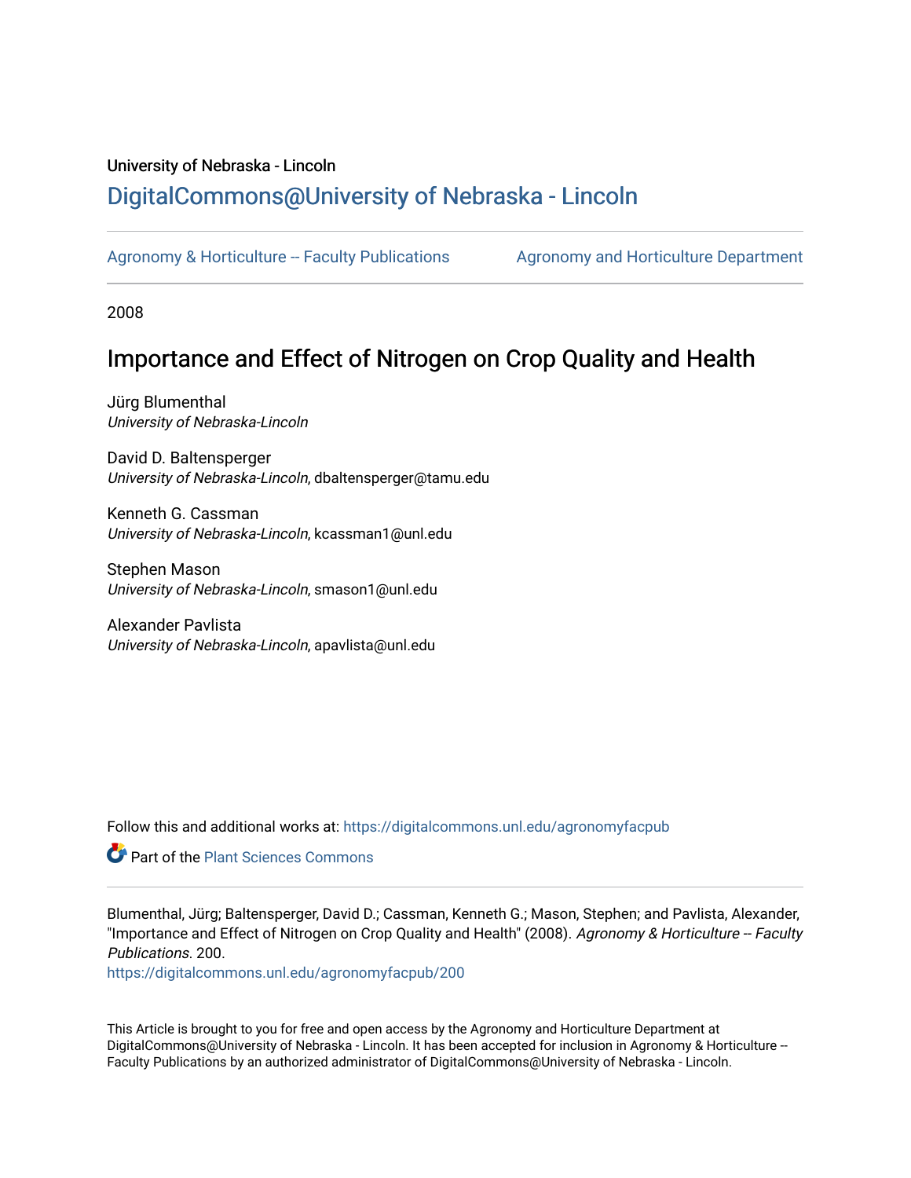University of Nebraska - Lincoln

## DigitalCommons@University of Nebraska - Lincoln

Agronomy & Horticulture -- Faculty Publications | Agronomy and Horticulture Department

2008

# Importance and Effect of Nitrogen on Crop Quality and Health

Jürg Blumenthal
*University of Nebraska-Lincoln*

David D. Baltensperger
*University of Nebraska-Lincoln*, dbaltensperger@tamu.edu

Kenneth G. Cassman
*University of Nebraska-Lincoln*, kcassman1@unl.edu

Stephen Mason
*University of Nebraska-Lincoln*, smason1@unl.edu

Alexander Pavlista
*University of Nebraska-Lincoln*, apavlista@unl.edu

Follow this and additional works at: https://digitalcommons.unl.edu/agronomyfacpub

Part of the Plant Sciences Commons

Blumenthal, Jürg; Baltensperger, David D.; Cassman, Kenneth G.; Mason, Stephen; and Pavlista, Alexander, "Importance and Effect of Nitrogen on Crop Quality and Health" (2008). *Agronomy & Horticulture -- Faculty Publications*. 200.
https://digitalcommons.unl.edu/agronomyfacpub/200

This Article is brought to you for free and open access by the Agronomy and Horticulture Department at DigitalCommons@University of Nebraska - Lincoln. It has been accepted for inclusion in Agronomy & Horticulture -- Faculty Publications by an authorized administrator of DigitalCommons@University of Nebraska - Lincoln.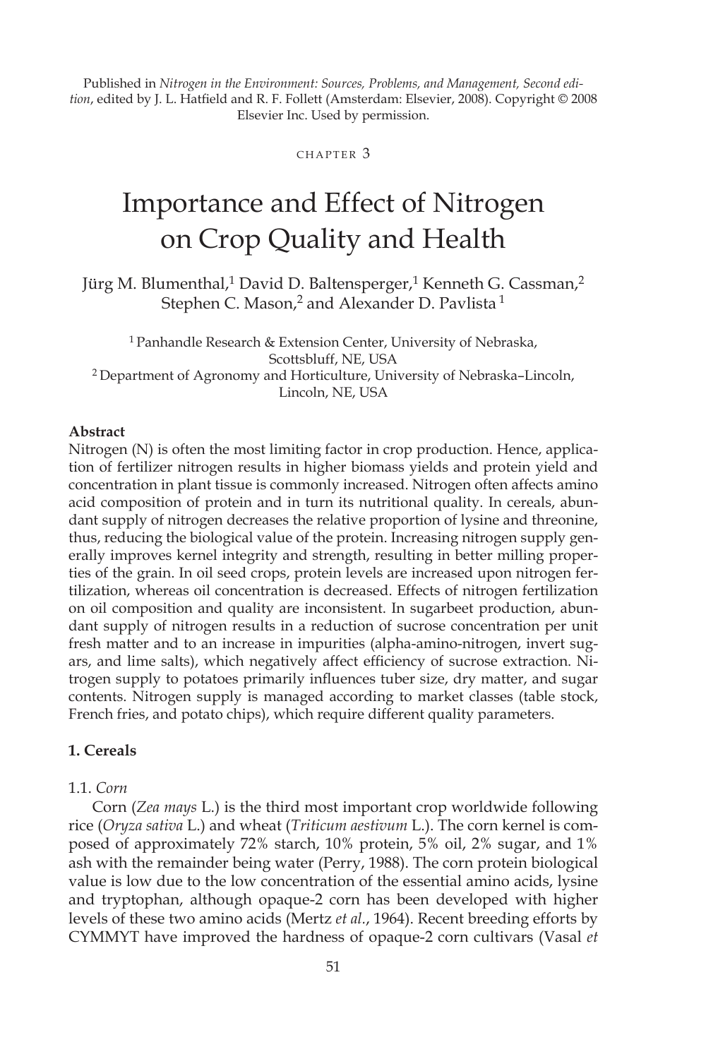Published in *Nitrogen in the Environment: Sources, Problems, and Management, Second edition*, edited by J. L. Hatfield and R. F. Follett (Amsterdam: Elsevier, 2008). Copyright © 2008 Elsevier Inc. Used by permission.

CHAPTER 3

# Importance and Effect of Nitrogen on Crop Quality and Health

Jürg M. Blumenthal,[1] David D. Baltensperger,[1] Kenneth G. Cassman,[2] Stephen C. Mason,[2] and Alexander D. Pavlista [1]

[1] Panhandle Research & Extension Center, University of Nebraska, Scottsbluff, NE, USA
[2] Department of Agronomy and Horticulture, University of Nebraska–Lincoln, Lincoln, NE, USA

**Abstract**

Nitrogen (N) is often the most limiting factor in crop production. Hence, application of fertilizer nitrogen results in higher biomass yields and protein yield and concentration in plant tissue is commonly increased. Nitrogen often affects amino acid composition of protein and in turn its nutritional quality. In cereals, abundant supply of nitrogen decreases the relative proportion of lysine and threonine, thus, reducing the biological value of the protein. Increasing nitrogen supply generally improves kernel integrity and strength, resulting in better milling properties of the grain. In oil seed crops, protein levels are increased upon nitrogen fertilization, whereas oil concentration is decreased. Effects of nitrogen fertilization on oil composition and quality are inconsistent. In sugarbeet production, abundant supply of nitrogen results in a reduction of sucrose concentration per unit fresh matter and to an increase in impurities (alpha-amino-nitrogen, invert sugars, and lime salts), which negatively affect efficiency of sucrose extraction. Nitrogen supply to potatoes primarily influences tuber size, dry matter, and sugar contents. Nitrogen supply is managed according to market classes (table stock, French fries, and potato chips), which require different quality parameters.

## 1. Cereals

### 1.1. *Corn*

Corn (*Zea mays* L.) is the third most important crop worldwide following rice (*Oryza sativa* L.) and wheat (*Triticum aestivum* L.). The corn kernel is composed of approximately 72% starch, 10% protein, 5% oil, 2% sugar, and 1% ash with the remainder being water (Perry, 1988). The corn protein biological value is low due to the low concentration of the essential amino acids, lysine and tryptophan, although opaque-2 corn has been developed with higher levels of these two amino acids (Mertz *et al.*, 1964). Recent breeding efforts by CYMMYT have improved the hardness of opaque-2 corn cultivars (Vasal *et*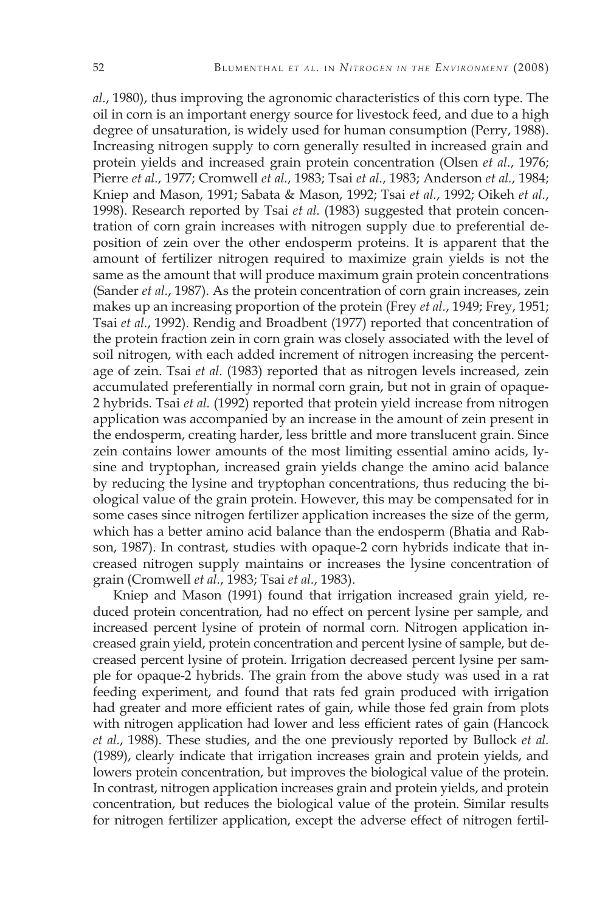*al*., 1980), thus improving the agronomic characteristics of this corn type. The oil in corn is an important energy source for livestock feed, and due to a high degree of unsaturation, is widely used for human consumption (Perry, 1988). Increasing nitrogen supply to corn generally resulted in increased grain and protein yields and increased grain protein concentration (Olsen *et al*., 1976; Pierre *et al*., 1977; Cromwell *et al*., 1983; Tsai *et al*., 1983; Anderson *et al*., 1984; Kniep and Mason, 1991; Sabata & Mason, 1992; Tsai *et al*., 1992; Oikeh *et al*., 1998). Research reported by Tsai *et al.* (1983) suggested that protein concentration of corn grain increases with nitrogen supply due to preferential deposition of zein over the other endosperm proteins. It is apparent that the amount of fertilizer nitrogen required to maximize grain yields is not the same as the amount that will produce maximum grain protein concentrations (Sander *et al*., 1987). As the protein concentration of corn grain increases, zein makes up an increasing proportion of the protein (Frey *et al*., 1949; Frey, 1951; Tsai *et al*., 1992). Rendig and Broadbent (1977) reported that concentration of the protein fraction zein in corn grain was closely associated with the level of soil nitrogen, with each added increment of nitrogen increasing the percentage of zein. Tsai *et al.* (1983) reported that as nitrogen levels increased, zein accumulated preferentially in normal corn grain, but not in grain of opaque-2 hybrids. Tsai *et al.* (1992) reported that protein yield increase from nitrogen application was accompanied by an increase in the amount of zein present in the endosperm, creating harder, less brittle and more translucent grain. Since zein contains lower amounts of the most limiting essential amino acids, lysine and tryptophan, increased grain yields change the amino acid balance by reducing the lysine and tryptophan concentrations, thus reducing the biological value of the grain protein. However, this may be compensated for in some cases since nitrogen fertilizer application increases the size of the germ, which has a better amino acid balance than the endosperm (Bhatia and Rabson, 1987). In contrast, studies with opaque-2 corn hybrids indicate that increased nitrogen supply maintains or increases the lysine concentration of grain (Cromwell *et al*., 1983; Tsai *et al*., 1983).

Kniep and Mason (1991) found that irrigation increased grain yield, reduced protein concentration, had no effect on percent lysine per sample, and increased percent lysine of protein of normal corn. Nitrogen application increased grain yield, protein concentration and percent lysine of sample, but decreased percent lysine of protein. Irrigation decreased percent lysine per sample for opaque-2 hybrids. The grain from the above study was used in a rat feeding experiment, and found that rats fed grain produced with irrigation had greater and more efficient rates of gain, while those fed grain from plots with nitrogen application had lower and less efficient rates of gain (Hancock *et al*., 1988). These studies, and the one previously reported by Bullock *et al.* (1989), clearly indicate that irrigation increases grain and protein yields, and lowers protein concentration, but improves the biological value of the protein. In contrast, nitrogen application increases grain and protein yields, and protein concentration, but reduces the biological value of the protein. Similar results for nitrogen fertilizer application, except the adverse effect of nitrogen fertil-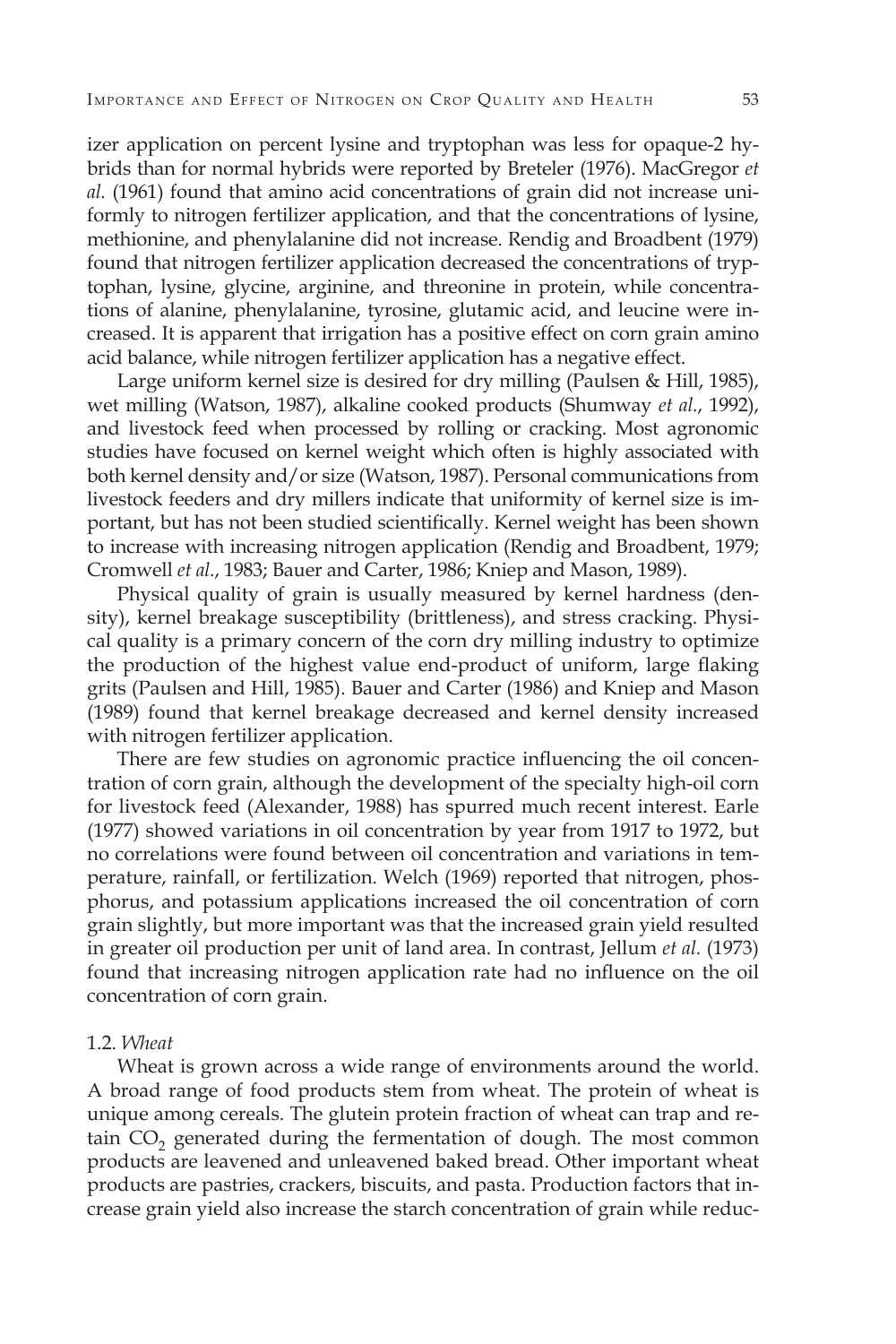izer application on percent lysine and tryptophan was less for opaque-2 hybrids than for normal hybrids were reported by Breteler (1976). MacGregor *et al.* (1961) found that amino acid concentrations of grain did not increase uniformly to nitrogen fertilizer application, and that the concentrations of lysine, methionine, and phenylalanine did not increase. Rendig and Broadbent (1979) found that nitrogen fertilizer application decreased the concentrations of tryptophan, lysine, glycine, arginine, and threonine in protein, while concentrations of alanine, phenylalanine, tyrosine, glutamic acid, and leucine were increased. It is apparent that irrigation has a positive effect on corn grain amino acid balance, while nitrogen fertilizer application has a negative effect.

Large uniform kernel size is desired for dry milling (Paulsen & Hill, 1985), wet milling (Watson, 1987), alkaline cooked products (Shumway *et al.*, 1992), and livestock feed when processed by rolling or cracking. Most agronomic studies have focused on kernel weight which often is highly associated with both kernel density and/or size (Watson, 1987). Personal communications from livestock feeders and dry millers indicate that uniformity of kernel size is important, but has not been studied scientifically. Kernel weight has been shown to increase with increasing nitrogen application (Rendig and Broadbent, 1979; Cromwell *et al.*, 1983; Bauer and Carter, 1986; Kniep and Mason, 1989).

Physical quality of grain is usually measured by kernel hardness (density), kernel breakage susceptibility (brittleness), and stress cracking. Physical quality is a primary concern of the corn dry milling industry to optimize the production of the highest value end-product of uniform, large flaking grits (Paulsen and Hill, 1985). Bauer and Carter (1986) and Kniep and Mason (1989) found that kernel breakage decreased and kernel density increased with nitrogen fertilizer application.

There are few studies on agronomic practice influencing the oil concentration of corn grain, although the development of the specialty high-oil corn for livestock feed (Alexander, 1988) has spurred much recent interest. Earle (1977) showed variations in oil concentration by year from 1917 to 1972, but no correlations were found between oil concentration and variations in temperature, rainfall, or fertilization. Welch (1969) reported that nitrogen, phosphorus, and potassium applications increased the oil concentration of corn grain slightly, but more important was that the increased grain yield resulted in greater oil production per unit of land area. In contrast, Jellum *et al.* (1973) found that increasing nitrogen application rate had no influence on the oil concentration of corn grain.

### 1.2. *Wheat*

Wheat is grown across a wide range of environments around the world. A broad range of food products stem from wheat. The protein of wheat is unique among cereals. The glutein protein fraction of wheat can trap and retain $CO_2$ generated during the fermentation of dough. The most common products are leavened and unleavened baked bread. Other important wheat products are pastries, crackers, biscuits, and pasta. Production factors that increase grain yield also increase the starch concentration of grain while reduc-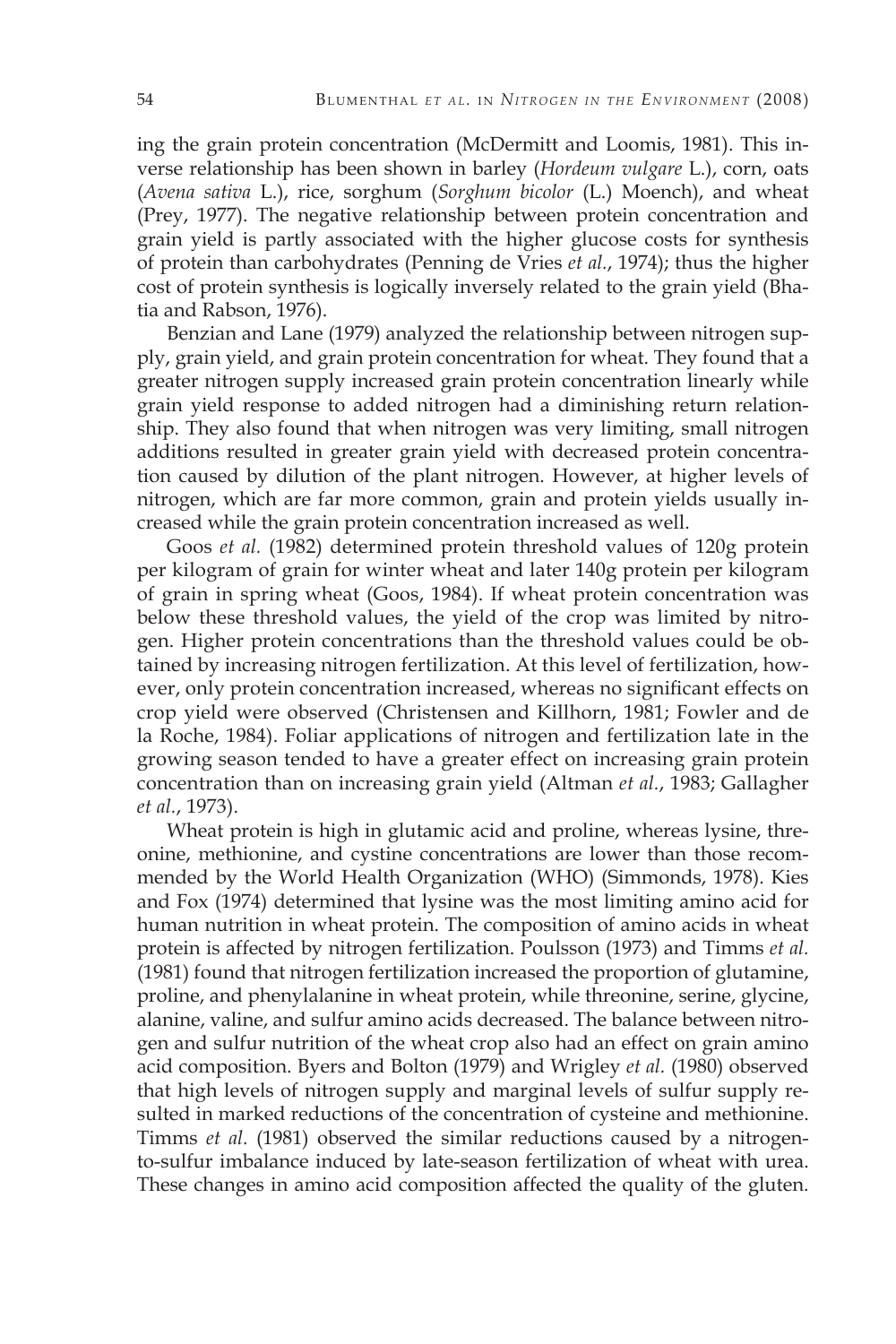ing the grain protein concentration (McDermitt and Loomis, 1981). This inverse relationship has been shown in barley (*Hordeum vulgare* L.), corn, oats (*Avena sativa* L.), rice, sorghum (*Sorghum bicolor* (L.) Moench), and wheat (Prey, 1977). The negative relationship between protein concentration and grain yield is partly associated with the higher glucose costs for synthesis of protein than carbohydrates (Penning de Vries *et al.*, 1974); thus the higher cost of protein synthesis is logically inversely related to the grain yield (Bhatia and Rabson, 1976).

Benzian and Lane (1979) analyzed the relationship between nitrogen supply, grain yield, and grain protein concentration for wheat. They found that a greater nitrogen supply increased grain protein concentration linearly while grain yield response to added nitrogen had a diminishing return relationship. They also found that when nitrogen was very limiting, small nitrogen additions resulted in greater grain yield with decreased protein concentration caused by dilution of the plant nitrogen. However, at higher levels of nitrogen, which are far more common, grain and protein yields usually increased while the grain protein concentration increased as well.

Goos *et al.* (1982) determined protein threshold values of 120g protein per kilogram of grain for winter wheat and later 140g protein per kilogram of grain in spring wheat (Goos, 1984). If wheat protein concentration was below these threshold values, the yield of the crop was limited by nitrogen. Higher protein concentrations than the threshold values could be obtained by increasing nitrogen fertilization. At this level of fertilization, however, only protein concentration increased, whereas no significant effects on crop yield were observed (Christensen and Killhorn, 1981; Fowler and de la Roche, 1984). Foliar applications of nitrogen and fertilization late in the growing season tended to have a greater effect on increasing grain protein concentration than on increasing grain yield (Altman *et al.*, 1983; Gallagher *et al.*, 1973).

Wheat protein is high in glutamic acid and proline, whereas lysine, threonine, methionine, and cystine concentrations are lower than those recommended by the World Health Organization (WHO) (Simmonds, 1978). Kies and Fox (1974) determined that lysine was the most limiting amino acid for human nutrition in wheat protein. The composition of amino acids in wheat protein is affected by nitrogen fertilization. Poulsson (1973) and Timms *et al.* (1981) found that nitrogen fertilization increased the proportion of glutamine, proline, and phenylalanine in wheat protein, while threonine, serine, glycine, alanine, valine, and sulfur amino acids decreased. The balance between nitrogen and sulfur nutrition of the wheat crop also had an effect on grain amino acid composition. Byers and Bolton (1979) and Wrigley *et al.* (1980) observed that high levels of nitrogen supply and marginal levels of sulfur supply resulted in marked reductions of the concentration of cysteine and methionine. Timms *et al.* (1981) observed the similar reductions caused by a nitrogen-to-sulfur imbalance induced by late-season fertilization of wheat with urea. These changes in amino acid composition affected the quality of the gluten.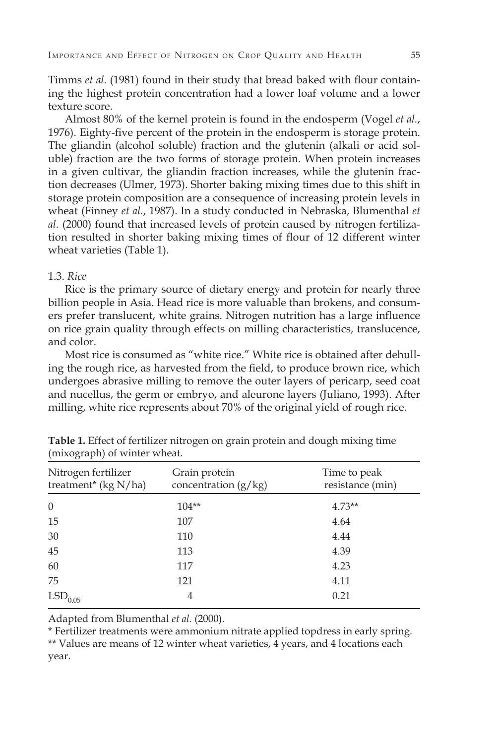Timms *et al.* (1981) found in their study that bread baked with flour containing the highest protein concentration had a lower loaf volume and a lower texture score.

Almost 80% of the kernel protein is found in the endosperm (Vogel *et al.*, 1976). Eighty-five percent of the protein in the endosperm is storage protein. The gliandin (alcohol soluble) fraction and the glutenin (alkali or acid soluble) fraction are the two forms of storage protein. When protein increases in a given cultivar, the gliandin fraction increases, while the glutenin fraction decreases (Ulmer, 1973). Shorter baking mixing times due to this shift in storage protein composition are a consequence of increasing protein levels in wheat (Finney *et al.*, 1987). In a study conducted in Nebraska, Blumenthal *et al.* (2000) found that increased levels of protein caused by nitrogen fertilization resulted in shorter baking mixing times of flour of 12 different winter wheat varieties (Table 1).

### 1.3. *Rice*

Rice is the primary source of dietary energy and protein for nearly three billion people in Asia. Head rice is more valuable than brokens, and consumers prefer translucent, white grains. Nitrogen nutrition has a large influence on rice grain quality through effects on milling characteristics, translucence, and color.

Most rice is consumed as "white rice." White rice is obtained after dehulling the rough rice, as harvested from the field, to produce brown rice, which undergoes abrasive milling to remove the outer layers of pericarp, seed coat and nucellus, the germ or embryo, and aleurone layers (Juliano, 1993). After milling, white rice represents about 70% of the original yield of rough rice.

**Table 1.** Effect of fertilizer nitrogen on grain protein and dough mixing time (mixograph) of winter wheat.

| Nitrogen fertilizer treatment* (kg N/ha) | Grain protein concentration (g/kg) | Time to peak resistance (min) |
|---|---|---|
| 0 | 104** | 4.73** |
| 15 | 107 | 4.64 |
| 30 | 110 | 4.44 |
| 45 | 113 | 4.39 |
| 60 | 117 | 4.23 |
| 75 | 121 | 4.11 |
| $LSD_{0.05}$ | 4 | 0.21 |

Adapted from Blumenthal *et al.* (2000).

\* Fertilizer treatments were ammonium nitrate applied topdress in early spring.

\*\* Values are means of 12 winter wheat varieties, 4 years, and 4 locations each year.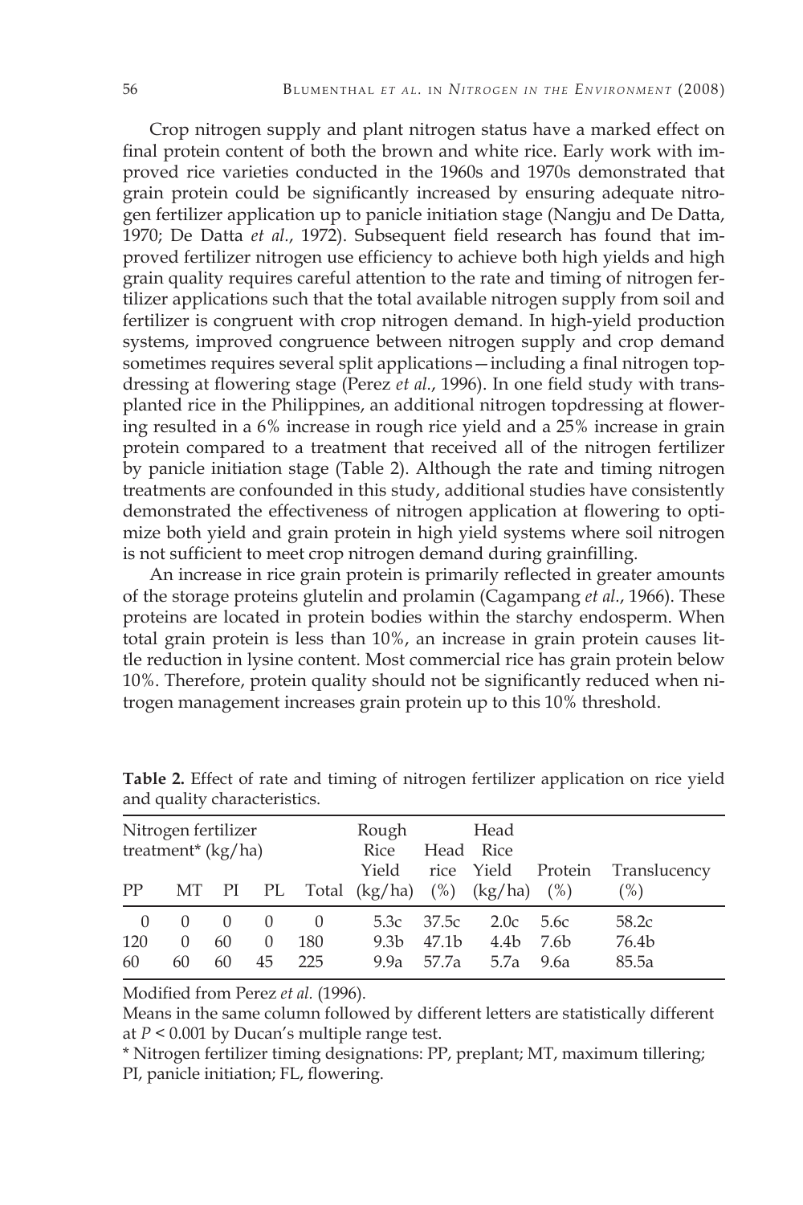Crop nitrogen supply and plant nitrogen status have a marked effect on final protein content of both the brown and white rice. Early work with improved rice varieties conducted in the 1960s and 1970s demonstrated that grain protein could be significantly increased by ensuring adequate nitrogen fertilizer application up to panicle initiation stage (Nangju and De Datta, 1970; De Datta *et al.*, 1972). Subsequent field research has found that improved fertilizer nitrogen use efficiency to achieve both high yields and high grain quality requires careful attention to the rate and timing of nitrogen fertilizer applications such that the total available nitrogen supply from soil and fertilizer is congruent with crop nitrogen demand. In high-yield production systems, improved congruence between nitrogen supply and crop demand sometimes requires several split applications—including a final nitrogen topdressing at flowering stage (Perez *et al.*, 1996). In one field study with transplanted rice in the Philippines, an additional nitrogen topdressing at flowering resulted in a 6% increase in rough rice yield and a 25% increase in grain protein compared to a treatment that received all of the nitrogen fertilizer by panicle initiation stage (Table 2). Although the rate and timing nitrogen treatments are confounded in this study, additional studies have consistently demonstrated the effectiveness of nitrogen application at flowering to optimize both yield and grain protein in high yield systems where soil nitrogen is not sufficient to meet crop nitrogen demand during grainfilling.

An increase in rice grain protein is primarily reflected in greater amounts of the storage proteins glutelin and prolamin (Cagampang *et al.*, 1966). These proteins are located in protein bodies within the starchy endosperm. When total grain protein is less than 10%, an increase in grain protein causes little reduction in lysine content. Most commercial rice has grain protein below 10%. Therefore, protein quality should not be significantly reduced when nitrogen management increases grain protein up to this 10% threshold.

**Table 2.** Effect of rate and timing of nitrogen fertilizer application on rice yield and quality characteristics.

| Nitrogen fertilizer treatment* (kg/ha) | | | | | Rough Rice Yield | Head rice | Head Rice Yield | Protein | Translucency |
|---|---|---|---|---|---|---|---|---|---|
| PP | MT | PI | PL | Total | (kg/ha) | (%) | (kg/ha) | (%) | (%) |
| 0 | 0 | 0 | 0 | 0 | 5.3c | 37.5c | 2.0c | 5.6c | 58.2c |
| 120 | 0 | 60 | 0 | 180 | 9.3b | 47.1b | 4.4b | 7.6b | 76.4b |
| 60 | 60 | 60 | 45 | 225 | 9.9a | 57.7a | 5.7a | 9.6a | 85.5a |

Modified from Perez *et al.* (1996).

Means in the same column followed by different letters are statistically different at $P < 0.001$ by Ducan's multiple range test.

* Nitrogen fertilizer timing designations: PP, preplant; MT, maximum tillering; PI, panicle initiation; FL, flowering.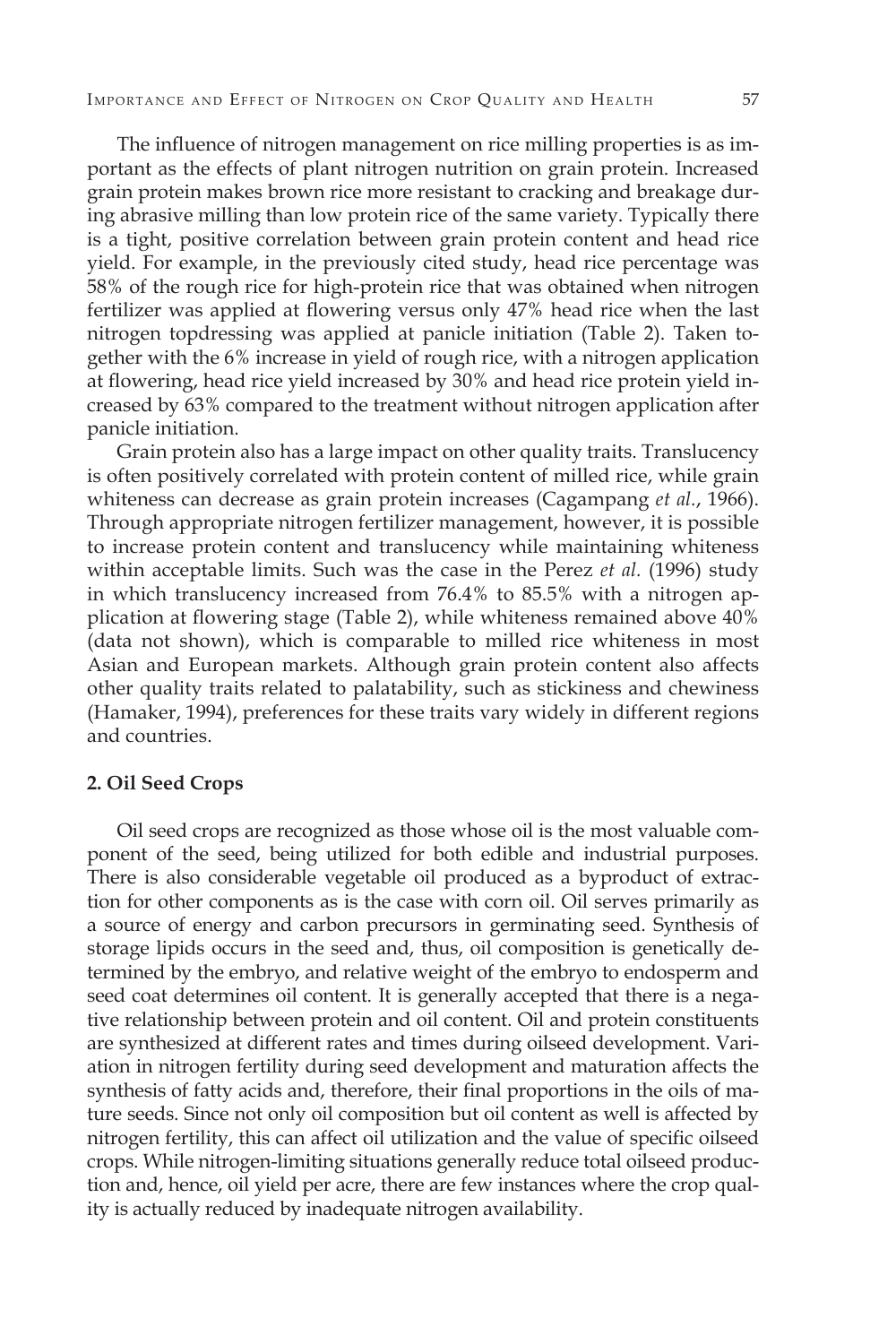The influence of nitrogen management on rice milling properties is as important as the effects of plant nitrogen nutrition on grain protein. Increased grain protein makes brown rice more resistant to cracking and breakage during abrasive milling than low protein rice of the same variety. Typically there is a tight, positive correlation between grain protein content and head rice yield. For example, in the previously cited study, head rice percentage was 58% of the rough rice for high-protein rice that was obtained when nitrogen fertilizer was applied at flowering versus only 47% head rice when the last nitrogen topdressing was applied at panicle initiation (Table 2). Taken together with the 6% increase in yield of rough rice, with a nitrogen application at flowering, head rice yield increased by 30% and head rice protein yield increased by 63% compared to the treatment without nitrogen application after panicle initiation.

Grain protein also has a large impact on other quality traits. Translucency is often positively correlated with protein content of milled rice, while grain whiteness can decrease as grain protein increases (Cagampang *et al.*, 1966). Through appropriate nitrogen fertilizer management, however, it is possible to increase protein content and translucency while maintaining whiteness within acceptable limits. Such was the case in the Perez *et al.* (1996) study in which translucency increased from 76.4% to 85.5% with a nitrogen application at flowering stage (Table 2), while whiteness remained above 40% (data not shown), which is comparable to milled rice whiteness in most Asian and European markets. Although grain protein content also affects other quality traits related to palatability, such as stickiness and chewiness (Hamaker, 1994), preferences for these traits vary widely in different regions and countries.

### 2. Oil Seed Crops

Oil seed crops are recognized as those whose oil is the most valuable component of the seed, being utilized for both edible and industrial purposes. There is also considerable vegetable oil produced as a byproduct of extraction for other components as is the case with corn oil. Oil serves primarily as a source of energy and carbon precursors in germinating seed. Synthesis of storage lipids occurs in the seed and, thus, oil composition is genetically determined by the embryo, and relative weight of the embryo to endosperm and seed coat determines oil content. It is generally accepted that there is a negative relationship between protein and oil content. Oil and protein constituents are synthesized at different rates and times during oilseed development. Variation in nitrogen fertility during seed development and maturation affects the synthesis of fatty acids and, therefore, their final proportions in the oils of mature seeds. Since not only oil composition but oil content as well is affected by nitrogen fertility, this can affect oil utilization and the value of specific oilseed crops. While nitrogen-limiting situations generally reduce total oilseed production and, hence, oil yield per acre, there are few instances where the crop quality is actually reduced by inadequate nitrogen availability.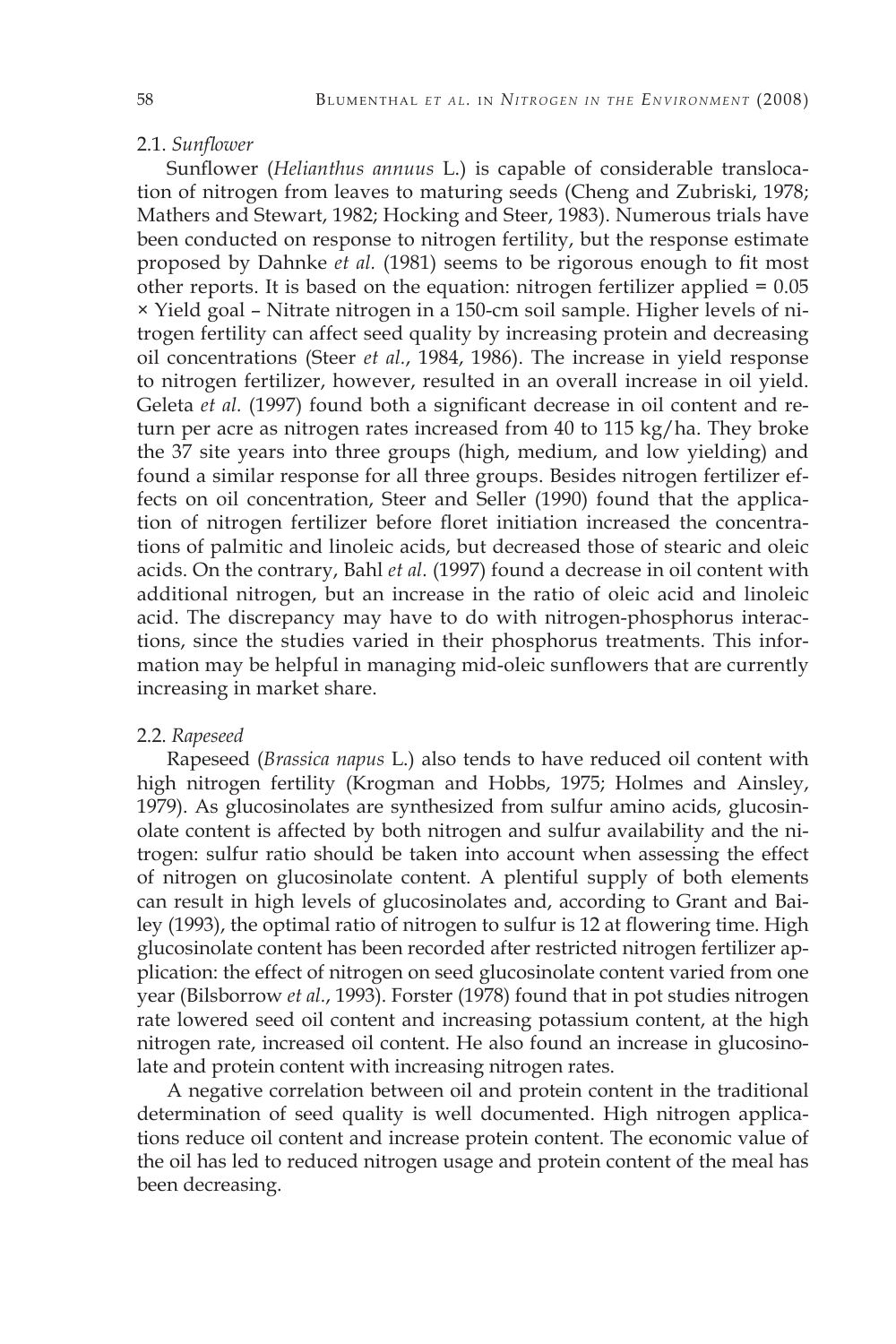### 2.1. *Sunflower*

Sunflower (*Helianthus annuus* L.) is capable of considerable translocation of nitrogen from leaves to maturing seeds (Cheng and Zubriski, 1978; Mathers and Stewart, 1982; Hocking and Steer, 1983). Numerous trials have been conducted on response to nitrogen fertility, but the response estimate proposed by Dahnke *et al.* (1981) seems to be rigorous enough to fit most other reports. It is based on the equation: nitrogen fertilizer applied = 0.05 × Yield goal – Nitrate nitrogen in a 150-cm soil sample. Higher levels of nitrogen fertility can affect seed quality by increasing protein and decreasing oil concentrations (Steer *et al.*, 1984, 1986). The increase in yield response to nitrogen fertilizer, however, resulted in an overall increase in oil yield. Geleta *et al.* (1997) found both a significant decrease in oil content and return per acre as nitrogen rates increased from 40 to 115 kg/ha. They broke the 37 site years into three groups (high, medium, and low yielding) and found a similar response for all three groups. Besides nitrogen fertilizer effects on oil concentration, Steer and Seller (1990) found that the application of nitrogen fertilizer before floret initiation increased the concentrations of palmitic and linoleic acids, but decreased those of stearic and oleic acids. On the contrary, Bahl *et al.* (1997) found a decrease in oil content with additional nitrogen, but an increase in the ratio of oleic acid and linoleic acid. The discrepancy may have to do with nitrogen-phosphorus interactions, since the studies varied in their phosphorus treatments. This information may be helpful in managing mid-oleic sunflowers that are currently increasing in market share.

### 2.2. *Rapeseed*

Rapeseed (*Brassica napus* L.) also tends to have reduced oil content with high nitrogen fertility (Krogman and Hobbs, 1975; Holmes and Ainsley, 1979). As glucosinolates are synthesized from sulfur amino acids, glucosinolate content is affected by both nitrogen and sulfur availability and the nitrogen: sulfur ratio should be taken into account when assessing the effect of nitrogen on glucosinolate content. A plentiful supply of both elements can result in high levels of glucosinolates and, according to Grant and Bailey (1993), the optimal ratio of nitrogen to sulfur is 12 at flowering time. High glucosinolate content has been recorded after restricted nitrogen fertilizer application: the effect of nitrogen on seed glucosinolate content varied from one year (Bilsborrow *et al.*, 1993). Forster (1978) found that in pot studies nitrogen rate lowered seed oil content and increasing potassium content, at the high nitrogen rate, increased oil content. He also found an increase in glucosinolate and protein content with increasing nitrogen rates.

A negative correlation between oil and protein content in the traditional determination of seed quality is well documented. High nitrogen applications reduce oil content and increase protein content. The economic value of the oil has led to reduced nitrogen usage and protein content of the meal has been decreasing.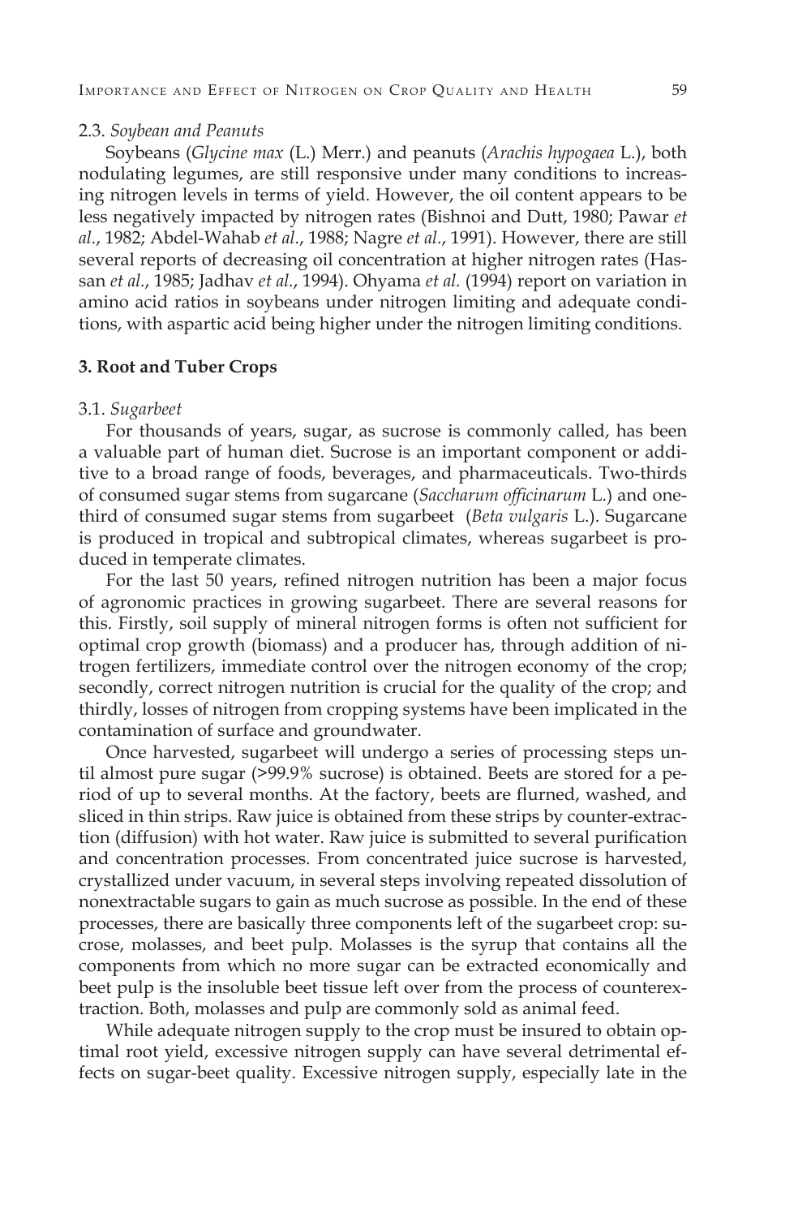### 2.3. *Soybean and Peanuts*

Soybeans (*Glycine max* (L.) Merr.) and peanuts (*Arachis hypogaea* L.), both nodulating legumes, are still responsive under many conditions to increasing nitrogen levels in terms of yield. However, the oil content appears to be less negatively impacted by nitrogen rates (Bishnoi and Dutt, 1980; Pawar *et al.*, 1982; Abdel-Wahab *et al.*, 1988; Nagre *et al.*, 1991). However, there are still several reports of decreasing oil concentration at higher nitrogen rates (Hassan *et al.*, 1985; Jadhav *et al.*, 1994). Ohyama *et al.* (1994) report on variation in amino acid ratios in soybeans under nitrogen limiting and adequate conditions, with aspartic acid being higher under the nitrogen limiting conditions.

## 3. Root and Tuber Crops

### 3.1. *Sugarbeet*

For thousands of years, sugar, as sucrose is commonly called, has been a valuable part of human diet. Sucrose is an important component or additive to a broad range of foods, beverages, and pharmaceuticals. Two-thirds of consumed sugar stems from sugarcane (*Saccharum officinarum* L.) and one-third of consumed sugar stems from sugarbeet (*Beta vulgaris* L.). Sugarcane is produced in tropical and subtropical climates, whereas sugarbeet is produced in temperate climates.

For the last 50 years, refined nitrogen nutrition has been a major focus of agronomic practices in growing sugarbeet. There are several reasons for this. Firstly, soil supply of mineral nitrogen forms is often not sufficient for optimal crop growth (biomass) and a producer has, through addition of nitrogen fertilizers, immediate control over the nitrogen economy of the crop; secondly, correct nitrogen nutrition is crucial for the quality of the crop; and thirdly, losses of nitrogen from cropping systems have been implicated in the contamination of surface and groundwater.

Once harvested, sugarbeet will undergo a series of processing steps until almost pure sugar (>99.9% sucrose) is obtained. Beets are stored for a period of up to several months. At the factory, beets are flurned, washed, and sliced in thin strips. Raw juice is obtained from these strips by counter-extraction (diffusion) with hot water. Raw juice is submitted to several purification and concentration processes. From concentrated juice sucrose is harvested, crystallized under vacuum, in several steps involving repeated dissolution of nonextractable sugars to gain as much sucrose as possible. In the end of these processes, there are basically three components left of the sugarbeet crop: sucrose, molasses, and beet pulp. Molasses is the syrup that contains all the components from which no more sugar can be extracted economically and beet pulp is the insoluble beet tissue left over from the process of counterextraction. Both, molasses and pulp are commonly sold as animal feed.

While adequate nitrogen supply to the crop must be insured to obtain optimal root yield, excessive nitrogen supply can have several detrimental effects on sugar-beet quality. Excessive nitrogen supply, especially late in the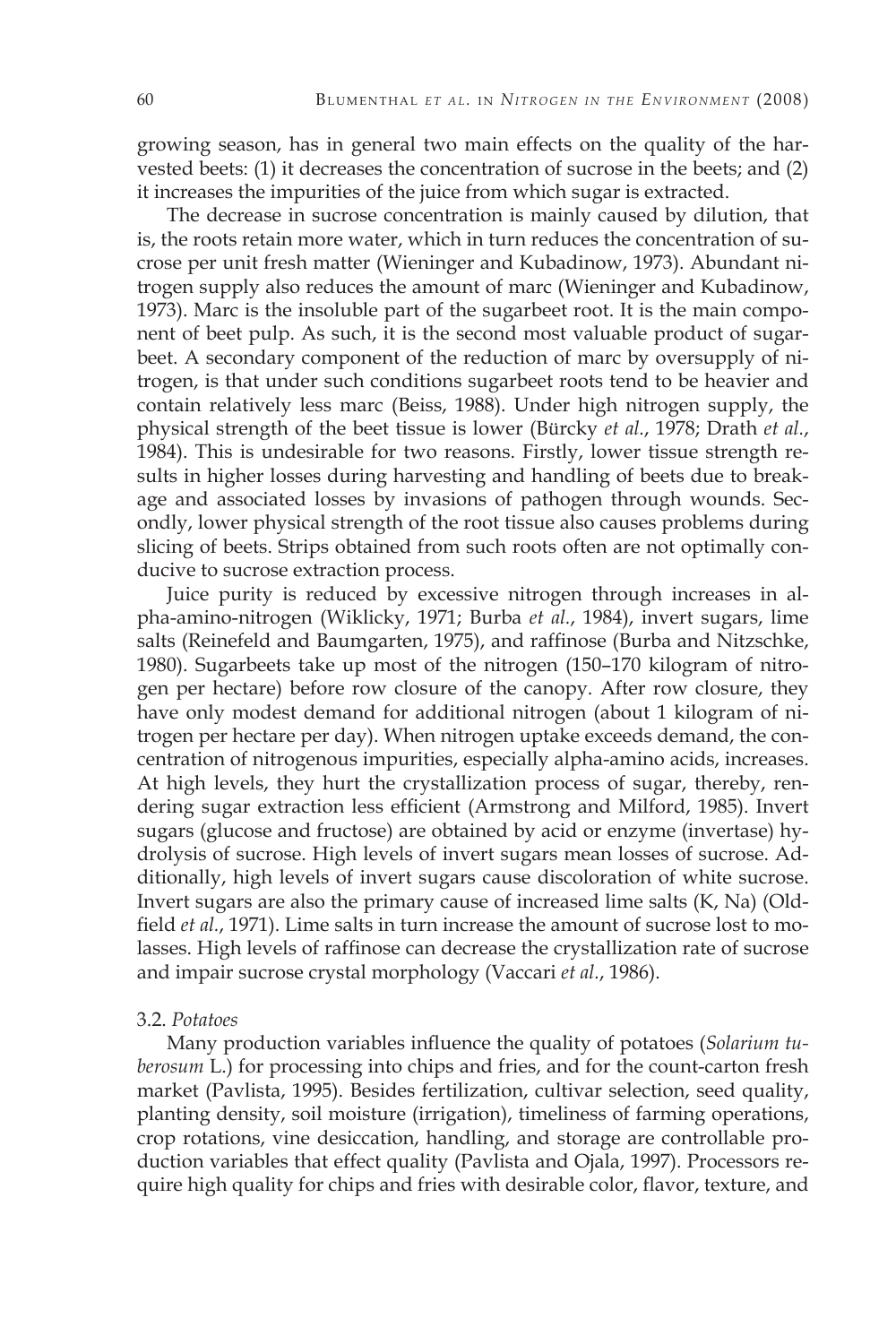growing season, has in general two main effects on the quality of the harvested beets: (1) it decreases the concentration of sucrose in the beets; and (2) it increases the impurities of the juice from which sugar is extracted.

The decrease in sucrose concentration is mainly caused by dilution, that is, the roots retain more water, which in turn reduces the concentration of sucrose per unit fresh matter (Wieninger and Kubadinow, 1973). Abundant nitrogen supply also reduces the amount of marc (Wieninger and Kubadinow, 1973). Marc is the insoluble part of the sugarbeet root. It is the main component of beet pulp. As such, it is the second most valuable product of sugarbeet. A secondary component of the reduction of marc by oversupply of nitrogen, is that under such conditions sugarbeet roots tend to be heavier and contain relatively less marc (Beiss, 1988). Under high nitrogen supply, the physical strength of the beet tissue is lower (Bürcky *et al.*, 1978; Drath *et al.*, 1984). This is undesirable for two reasons. Firstly, lower tissue strength results in higher losses during harvesting and handling of beets due to breakage and associated losses by invasions of pathogen through wounds. Secondly, lower physical strength of the root tissue also causes problems during slicing of beets. Strips obtained from such roots often are not optimally conducive to sucrose extraction process.

Juice purity is reduced by excessive nitrogen through increases in alpha-amino-nitrogen (Wiklicky, 1971; Burba *et al.*, 1984), invert sugars, lime salts (Reinefeld and Baumgarten, 1975), and raffinose (Burba and Nitzschke, 1980). Sugarbeets take up most of the nitrogen (150–170 kilogram of nitrogen per hectare) before row closure of the canopy. After row closure, they have only modest demand for additional nitrogen (about 1 kilogram of nitrogen per hectare per day). When nitrogen uptake exceeds demand, the concentration of nitrogenous impurities, especially alpha-amino acids, increases. At high levels, they hurt the crystallization process of sugar, thereby, rendering sugar extraction less efficient (Armstrong and Milford, 1985). Invert sugars (glucose and fructose) are obtained by acid or enzyme (invertase) hydrolysis of sucrose. High levels of invert sugars mean losses of sucrose. Additionally, high levels of invert sugars cause discoloration of white sucrose. Invert sugars are also the primary cause of increased lime salts (K, Na) (Oldfield *et al.*, 1971). Lime salts in turn increase the amount of sucrose lost to molasses. High levels of raffinose can decrease the crystallization rate of sucrose and impair sucrose crystal morphology (Vaccari *et al.*, 1986).

### 3.2. *Potatoes*

Many production variables influence the quality of potatoes (*Solarium tuberosum* L.) for processing into chips and fries, and for the count-carton fresh market (Pavlista, 1995). Besides fertilization, cultivar selection, seed quality, planting density, soil moisture (irrigation), timeliness of farming operations, crop rotations, vine desiccation, handling, and storage are controllable production variables that effect quality (Pavlista and Ojala, 1997). Processors require high quality for chips and fries with desirable color, flavor, texture, and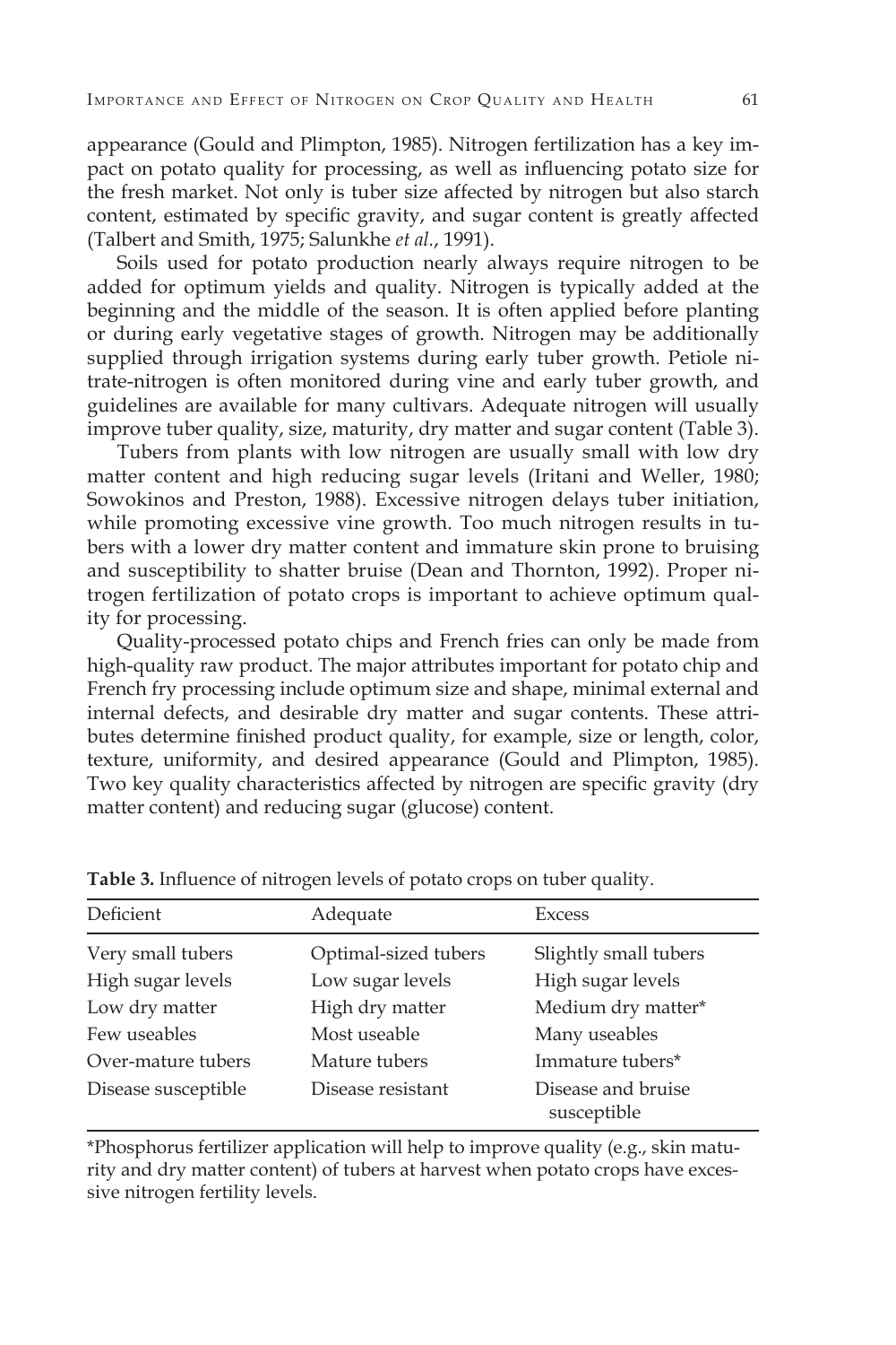appearance (Gould and Plimpton, 1985). Nitrogen fertilization has a key impact on potato quality for processing, as well as influencing potato size for the fresh market. Not only is tuber size affected by nitrogen but also starch content, estimated by specific gravity, and sugar content is greatly affected (Talbert and Smith, 1975; Salunkhe *et al.*, 1991).

Soils used for potato production nearly always require nitrogen to be added for optimum yields and quality. Nitrogen is typically added at the beginning and the middle of the season. It is often applied before planting or during early vegetative stages of growth. Nitrogen may be additionally supplied through irrigation systems during early tuber growth. Petiole nitrate-nitrogen is often monitored during vine and early tuber growth, and guidelines are available for many cultivars. Adequate nitrogen will usually improve tuber quality, size, maturity, dry matter and sugar content (Table 3).

Tubers from plants with low nitrogen are usually small with low dry matter content and high reducing sugar levels (Iritani and Weller, 1980; Sowokinos and Preston, 1988). Excessive nitrogen delays tuber initiation, while promoting excessive vine growth. Too much nitrogen results in tubers with a lower dry matter content and immature skin prone to bruising and susceptibility to shatter bruise (Dean and Thornton, 1992). Proper nitrogen fertilization of potato crops is important to achieve optimum quality for processing.

Quality-processed potato chips and French fries can only be made from high-quality raw product. The major attributes important for potato chip and French fry processing include optimum size and shape, minimal external and internal defects, and desirable dry matter and sugar contents. These attributes determine finished product quality, for example, size or length, color, texture, uniformity, and desired appearance (Gould and Plimpton, 1985). Two key quality characteristics affected by nitrogen are specific gravity (dry matter content) and reducing sugar (glucose) content.

**Table 3.** Influence of nitrogen levels of potato crops on tuber quality.

| Deficient | Adequate | Excess |
|---|---|---|
| Very small tubers | Optimal-sized tubers | Slightly small tubers |
| High sugar levels | Low sugar levels | High sugar levels |
| Low dry matter | High dry matter | Medium dry matter* |
| Few useables | Most useable | Many useables |
| Over-mature tubers | Mature tubers | Immature tubers* |
| Disease susceptible | Disease resistant | Disease and bruise susceptible |

*Phosphorus fertilizer application will help to improve quality (e.g., skin maturity and dry matter content) of tubers at harvest when potato crops have excessive nitrogen fertility levels.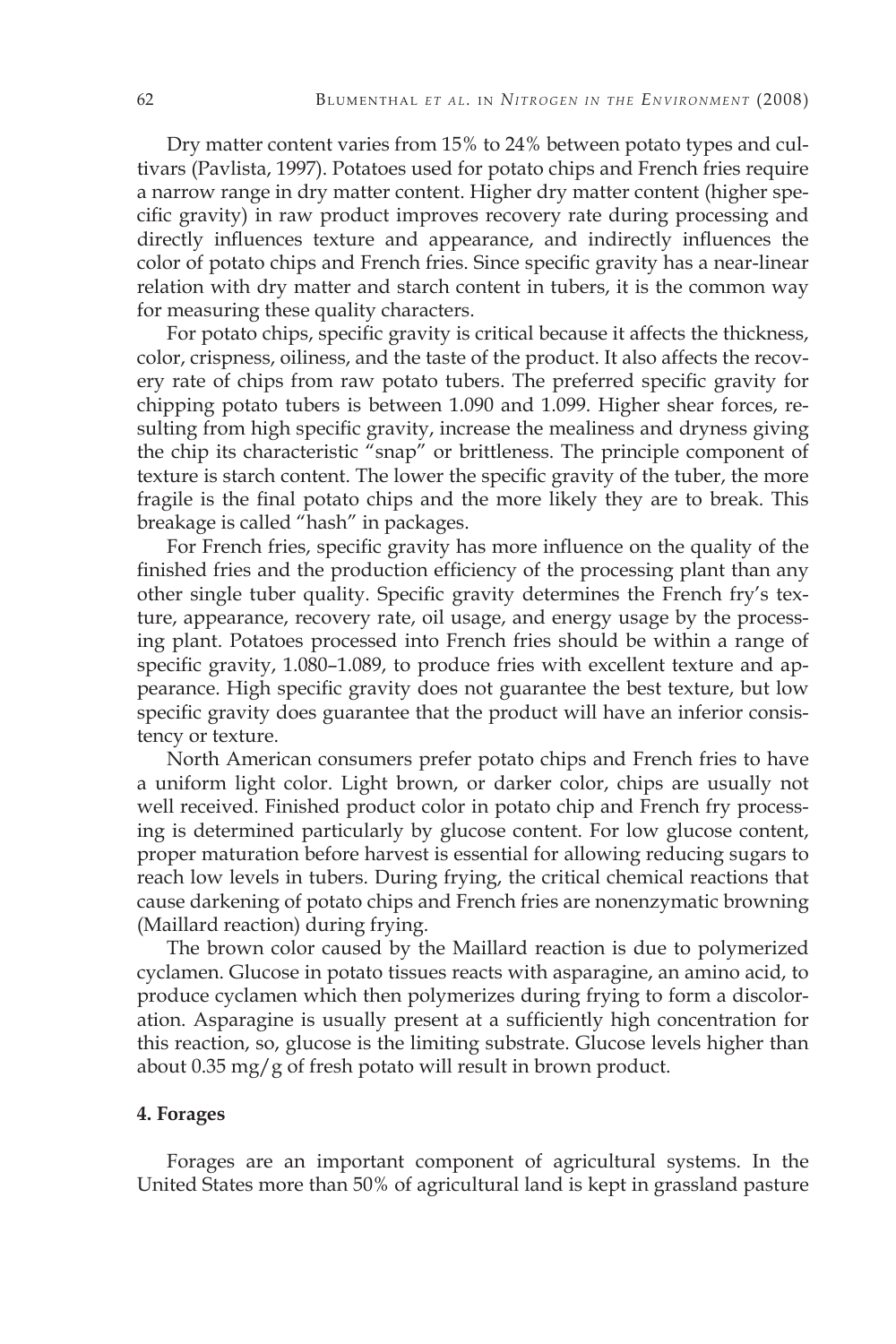Dry matter content varies from 15% to 24% between potato types and cultivars (Pavlista, 1997). Potatoes used for potato chips and French fries require a narrow range in dry matter content. Higher dry matter content (higher specific gravity) in raw product improves recovery rate during processing and directly influences texture and appearance, and indirectly influences the color of potato chips and French fries. Since specific gravity has a near-linear relation with dry matter and starch content in tubers, it is the common way for measuring these quality characters.

For potato chips, specific gravity is critical because it affects the thickness, color, crispness, oiliness, and the taste of the product. It also affects the recovery rate of chips from raw potato tubers. The preferred specific gravity for chipping potato tubers is between 1.090 and 1.099. Higher shear forces, resulting from high specific gravity, increase the mealiness and dryness giving the chip its characteristic "snap" or brittleness. The principle component of texture is starch content. The lower the specific gravity of the tuber, the more fragile is the final potato chips and the more likely they are to break. This breakage is called "hash" in packages.

For French fries, specific gravity has more influence on the quality of the finished fries and the production efficiency of the processing plant than any other single tuber quality. Specific gravity determines the French fry's texture, appearance, recovery rate, oil usage, and energy usage by the processing plant. Potatoes processed into French fries should be within a range of specific gravity, 1.080–1.089, to produce fries with excellent texture and appearance. High specific gravity does not guarantee the best texture, but low specific gravity does guarantee that the product will have an inferior consistency or texture.

North American consumers prefer potato chips and French fries to have a uniform light color. Light brown, or darker color, chips are usually not well received. Finished product color in potato chip and French fry processing is determined particularly by glucose content. For low glucose content, proper maturation before harvest is essential for allowing reducing sugars to reach low levels in tubers. During frying, the critical chemical reactions that cause darkening of potato chips and French fries are nonenzymatic browning (Maillard reaction) during frying.

The brown color caused by the Maillard reaction is due to polymerized cyclamen. Glucose in potato tissues reacts with asparagine, an amino acid, to produce cyclamen which then polymerizes during frying to form a discoloration. Asparagine is usually present at a sufficiently high concentration for this reaction, so, glucose is the limiting substrate. Glucose levels higher than about 0.35 mg/g of fresh potato will result in brown product.

#### 4. Forages

Forages are an important component of agricultural systems. In the United States more than 50% of agricultural land is kept in grassland pasture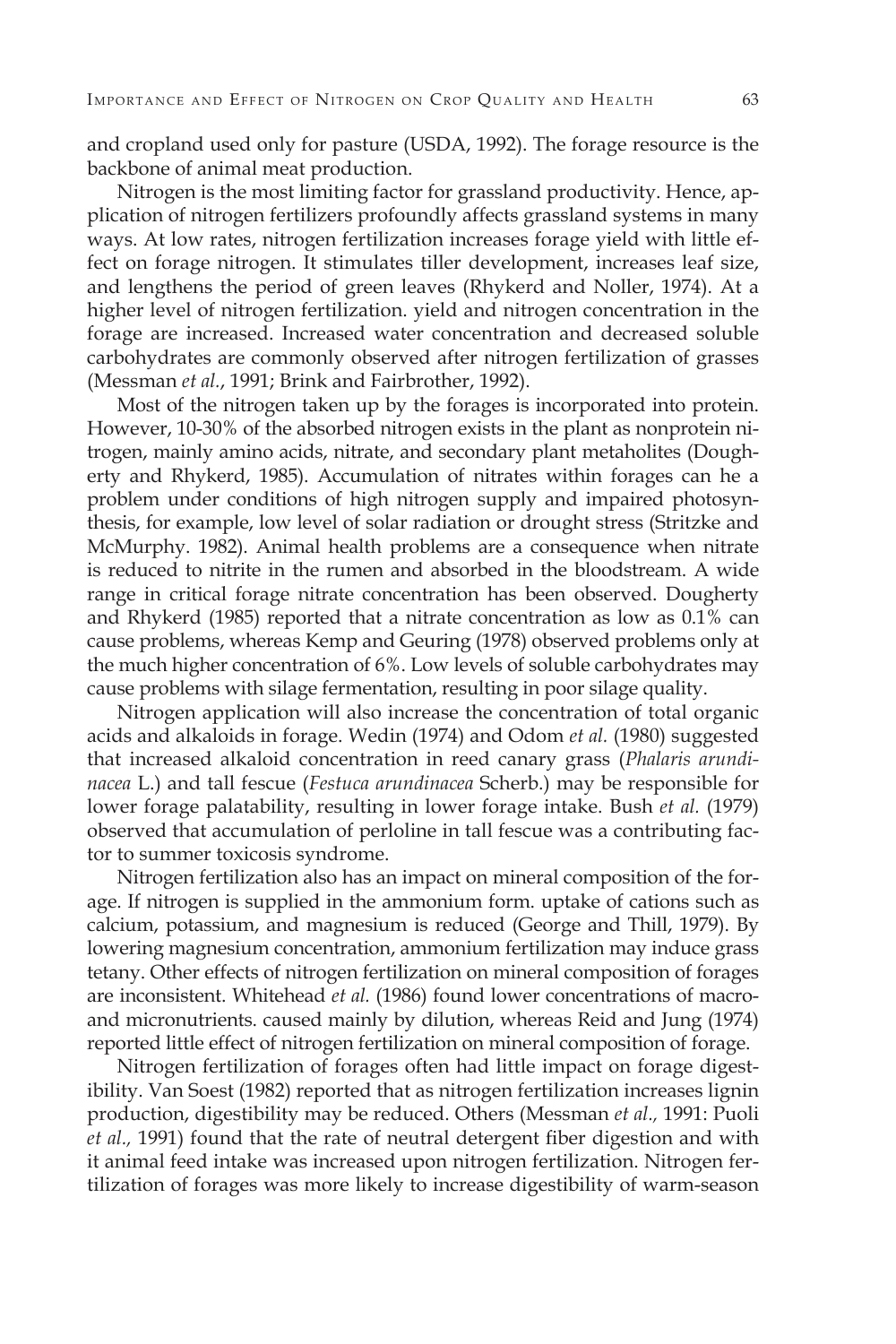and cropland used only for pasture (USDA, 1992). The forage resource is the backbone of animal meat production.

Nitrogen is the most limiting factor for grassland productivity. Hence, application of nitrogen fertilizers profoundly affects grassland systems in many ways. At low rates, nitrogen fertilization increases forage yield with little effect on forage nitrogen. It stimulates tiller development, increases leaf size, and lengthens the period of green leaves (Rhykerd and Noller, 1974). At a higher level of nitrogen fertilization. yield and nitrogen concentration in the forage are increased. Increased water concentration and decreased soluble carbohydrates are commonly observed after nitrogen fertilization of grasses (Messman *et al.*, 1991; Brink and Fairbrother, 1992).

Most of the nitrogen taken up by the forages is incorporated into protein. However, 10-30% of the absorbed nitrogen exists in the plant as nonprotein nitrogen, mainly amino acids, nitrate, and secondary plant metaholites (Dougherty and Rhykerd, 1985). Accumulation of nitrates within forages can he a problem under conditions of high nitrogen supply and impaired photosynthesis, for example, low level of solar radiation or drought stress (Stritzke and McMurphy. 1982). Animal health problems are a consequence when nitrate is reduced to nitrite in the rumen and absorbed in the bloodstream. A wide range in critical forage nitrate concentration has been observed. Dougherty and Rhykerd (1985) reported that a nitrate concentration as low as 0.1% can cause problems, whereas Kemp and Geuring (1978) observed problems only at the much higher concentration of 6%. Low levels of soluble carbohydrates may cause problems with silage fermentation, resulting in poor silage quality.

Nitrogen application will also increase the concentration of total organic acids and alkaloids in forage. Wedin (1974) and Odom *et al.* (1980) suggested that increased alkaloid concentration in reed canary grass (*Phalaris arundinacea* L.) and tall fescue (*Festuca arundinacea* Scherb.) may be responsible for lower forage palatability, resulting in lower forage intake. Bush *et al.* (1979) observed that accumulation of perloline in tall fescue was a contributing factor to summer toxicosis syndrome.

Nitrogen fertilization also has an impact on mineral composition of the forage. If nitrogen is supplied in the ammonium form. uptake of cations such as calcium, potassium, and magnesium is reduced (George and Thill, 1979). By lowering magnesium concentration, ammonium fertilization may induce grass tetany. Other effects of nitrogen fertilization on mineral composition of forages are inconsistent. Whitehead *et al.* (1986) found lower concentrations of macro- and micronutrients. caused mainly by dilution, whereas Reid and Jung (1974) reported little effect of nitrogen fertilization on mineral composition of forage.

Nitrogen fertilization of forages often had little impact on forage digestibility. Van Soest (1982) reported that as nitrogen fertilization increases lignin production, digestibility may be reduced. Others (Messman *et al.,* 1991: Puoli *et al.,* 1991) found that the rate of neutral detergent fiber digestion and with it animal feed intake was increased upon nitrogen fertilization. Nitrogen fertilization of forages was more likely to increase digestibility of warm-season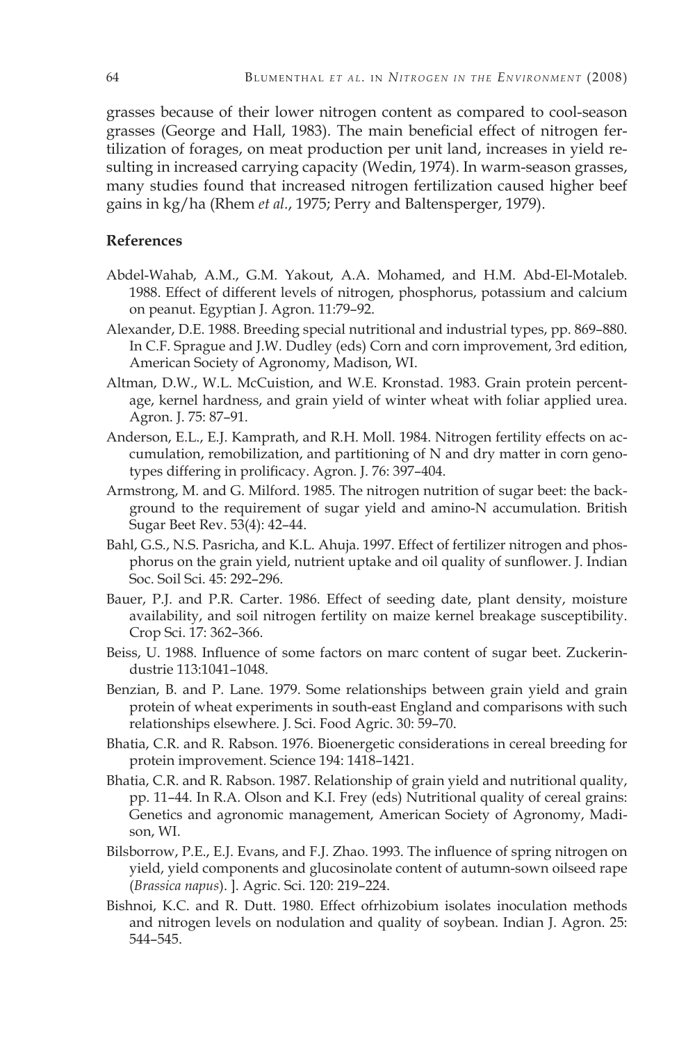grasses because of their lower nitrogen content as compared to cool-season grasses (George and Hall, 1983). The main beneficial effect of nitrogen fertilization of forages, on meat production per unit land, increases in yield resulting in increased carrying capacity (Wedin, 1974). In warm-season grasses, many studies found that increased nitrogen fertilization caused higher beef gains in kg/ha (Rhem *et al.*, 1975; Perry and Baltensperger, 1979).

## References

Abdel-Wahab, A.M., G.M. Yakout, A.A. Mohamed, and H.M. Abd-El-Motaleb. 1988. Effect of different levels of nitrogen, phosphorus, potassium and calcium on peanut. Egyptian J. Agron. 11:79–92.

Alexander, D.E. 1988. Breeding special nutritional and industrial types, pp. 869–880. In C.F. Sprague and J.W. Dudley (eds) Corn and corn improvement, 3rd edition, American Society of Agronomy, Madison, WI.

Altman, D.W., W.L. McCuistion, and W.E. Kronstad. 1983. Grain protein percentage, kernel hardness, and grain yield of winter wheat with foliar applied urea. Agron. J. 75: 87–91.

Anderson, E.L., E.J. Kamprath, and R.H. Moll. 1984. Nitrogen fertility effects on accumulation, remobilization, and partitioning of N and dry matter in corn genotypes differing in prolificacy. Agron. J. 76: 397–404.

Armstrong, M. and G. Milford. 1985. The nitrogen nutrition of sugar beet: the background to the requirement of sugar yield and amino-N accumulation. British Sugar Beet Rev. 53(4): 42–44.

Bahl, G.S., N.S. Pasricha, and K.L. Ahuja. 1997. Effect of fertilizer nitrogen and phosphorus on the grain yield, nutrient uptake and oil quality of sunflower. J. Indian Soc. Soil Sci. 45: 292–296.

Bauer, P.J. and P.R. Carter. 1986. Effect of seeding date, plant density, moisture availability, and soil nitrogen fertility on maize kernel breakage susceptibility. Crop Sci. 17: 362–366.

Beiss, U. 1988. Influence of some factors on marc content of sugar beet. Zuckerindustrie 113:1041–1048.

Benzian, B. and P. Lane. 1979. Some relationships between grain yield and grain protein of wheat experiments in south-east England and comparisons with such relationships elsewhere. J. Sci. Food Agric. 30: 59–70.

Bhatia, C.R. and R. Rabson. 1976. Bioenergetic considerations in cereal breeding for protein improvement. Science 194: 1418–1421.

Bhatia, C.R. and R. Rabson. 1987. Relationship of grain yield and nutritional quality, pp. 11–44. In R.A. Olson and K.I. Frey (eds) Nutritional quality of cereal grains: Genetics and agronomic management, American Society of Agronomy, Madison, WI.

Bilsborrow, P.E., E.J. Evans, and F.J. Zhao. 1993. The influence of spring nitrogen on yield, yield components and glucosinolate content of autumn-sown oilseed rape (*Brassica napus*). ]. Agric. Sci. 120: 219–224.

Bishnoi, K.C. and R. Dutt. 1980. Effect ofrhizobium isolates inoculation methods and nitrogen levels on nodulation and quality of soybean. Indian J. Agron. 25: 544–545.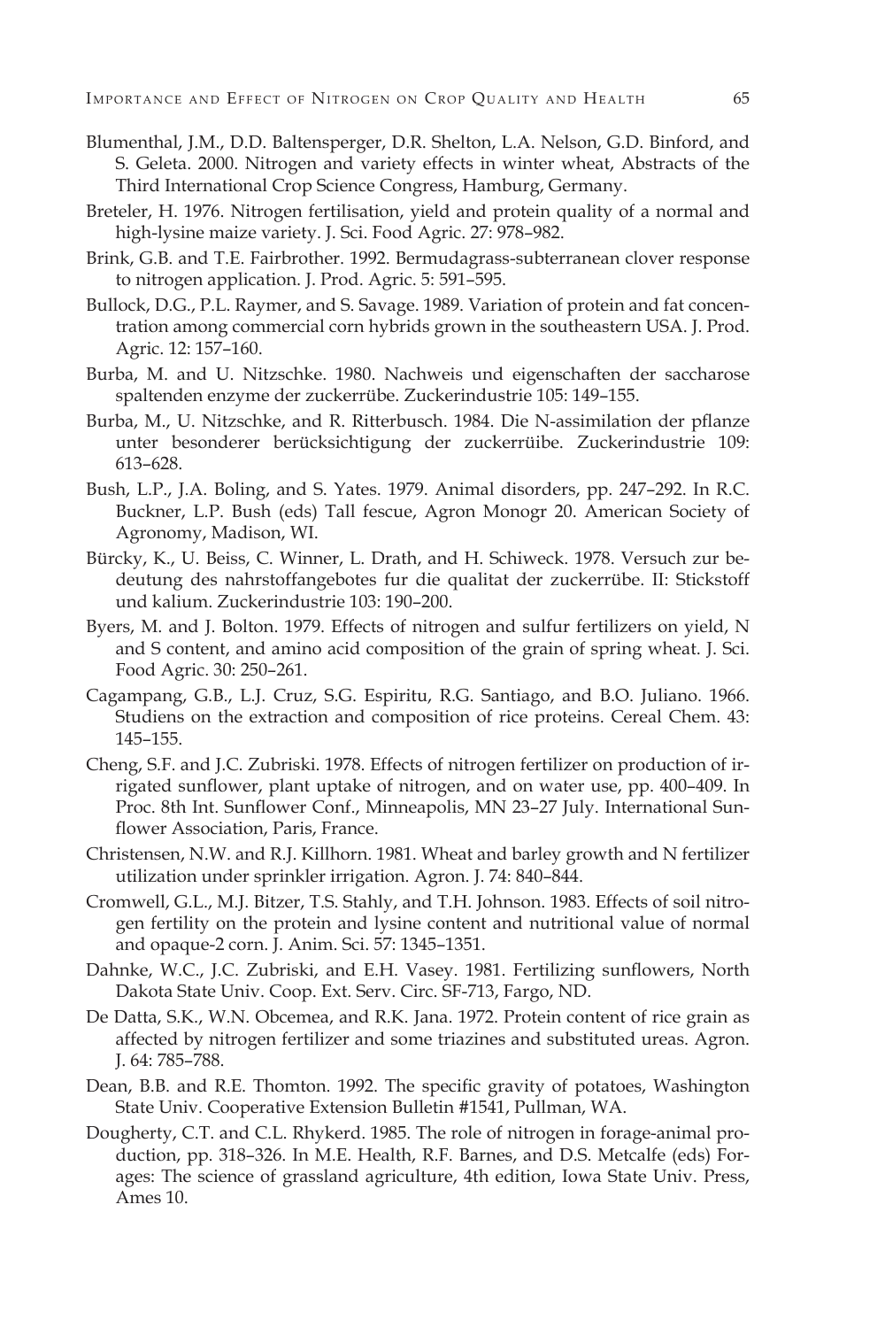Blumenthal, J.M., D.D. Baltensperger, D.R. Shelton, L.A. Nelson, G.D. Binford, and S. Geleta. 2000. Nitrogen and variety effects in winter wheat, Abstracts of the Third International Crop Science Congress, Hamburg, Germany.

Breteler, H. 1976. Nitrogen fertilisation, yield and protein quality of a normal and high-lysine maize variety. J. Sci. Food Agric. 27: 978–982.

Brink, G.B. and T.E. Fairbrother. 1992. Bermudagrass-subterranean clover response to nitrogen application. J. Prod. Agric. 5: 591–595.

Bullock, D.G., P.L. Raymer, and S. Savage. 1989. Variation of protein and fat concentration among commercial corn hybrids grown in the southeastern USA. J. Prod. Agric. 12: 157–160.

Burba, M. and U. Nitzschke. 1980. Nachweis und eigenschaften der saccharose spaltenden enzyme der zuckerrübe. Zuckerindustrie 105: 149–155.

Burba, M., U. Nitzschke, and R. Ritterbusch. 1984. Die N-assimilation der pflanze unter besonderer berücksichtigung der zuckerrüibe. Zuckerindustrie 109: 613–628.

Bush, L.P., J.A. Boling, and S. Yates. 1979. Animal disorders, pp. 247–292. In R.C. Buckner, L.P. Bush (eds) Tall fescue, Agron Monogr 20. American Society of Agronomy, Madison, WI.

Bürcky, K., U. Beiss, C. Winner, L. Drath, and H. Schiweck. 1978. Versuch zur bedeutung des nahrstoffangebotes fur die qualitat der zuckerrübe. II: Stickstoff und kalium. Zuckerindustrie 103: 190–200.

Byers, M. and J. Bolton. 1979. Effects of nitrogen and sulfur fertilizers on yield, N and S content, and amino acid composition of the grain of spring wheat. J. Sci. Food Agric. 30: 250–261.

Cagampang, G.B., L.J. Cruz, S.G. Espiritu, R.G. Santiago, and B.O. Juliano. 1966. Studiens on the extraction and composition of rice proteins. Cereal Chem. 43: 145–155.

Cheng, S.F. and J.C. Zubriski. 1978. Effects of nitrogen fertilizer on production of irrigated sunflower, plant uptake of nitrogen, and on water use, pp. 400–409. In Proc. 8th Int. Sunflower Conf., Minneapolis, MN 23–27 July. International Sunflower Association, Paris, France.

Christensen, N.W. and R.J. Killhorn. 1981. Wheat and barley growth and N fertilizer utilization under sprinkler irrigation. Agron. J. 74: 840–844.

Cromwell, G.L., M.J. Bitzer, T.S. Stahly, and T.H. Johnson. 1983. Effects of soil nitrogen fertility on the protein and lysine content and nutritional value of normal and opaque-2 corn. J. Anim. Sci. 57: 1345–1351.

Dahnke, W.C., J.C. Zubriski, and E.H. Vasey. 1981. Fertilizing sunflowers, North Dakota State Univ. Coop. Ext. Serv. Circ. SF-713, Fargo, ND.

De Datta, S.K., W.N. Obcemea, and R.K. Jana. 1972. Protein content of rice grain as affected by nitrogen fertilizer and some triazines and substituted ureas. Agron. J. 64: 785–788.

Dean, B.B. and R.E. Thomton. 1992. The specific gravity of potatoes, Washington State Univ. Cooperative Extension Bulletin #1541, Pullman, WA.

Dougherty, C.T. and C.L. Rhykerd. 1985. The role of nitrogen in forage-animal production, pp. 318–326. In M.E. Health, R.F. Barnes, and D.S. Metcalfe (eds) Forages: The science of grassland agriculture, 4th edition, Iowa State Univ. Press, Ames 10.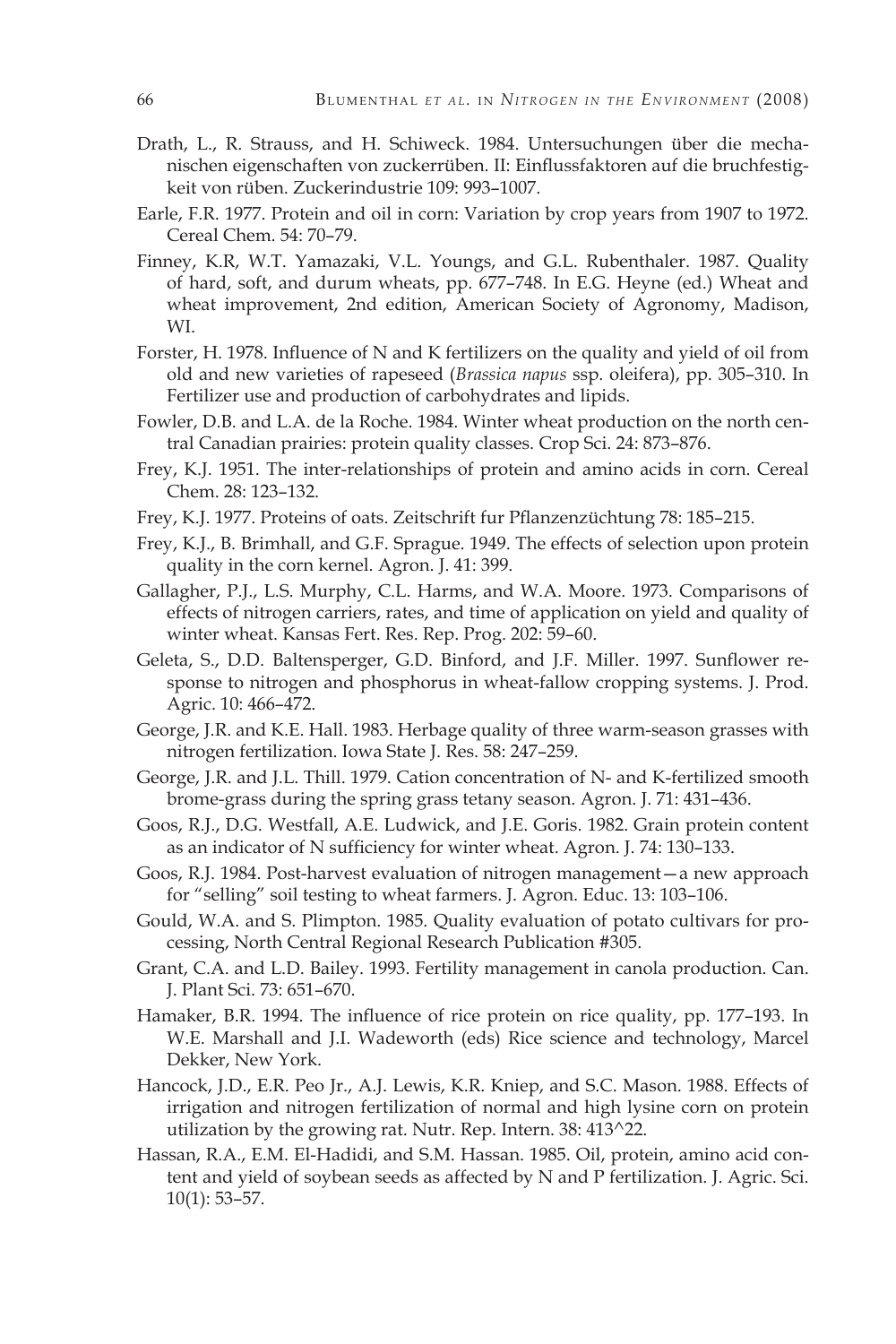Drath, L., R. Strauss, and H. Schiweck. 1984. Untersuchungen über die mechanischen eigenschaften von zuckerrüben. II: Einflussfaktoren auf die bruchfestigkeit von rüben. Zuckerindustrie 109: 993–1007.

Earle, F.R. 1977. Protein and oil in corn: Variation by crop years from 1907 to 1972. Cereal Chem. 54: 70–79.

Finney, K.R, W.T. Yamazaki, V.L. Youngs, and G.L. Rubenthaler. 1987. Quality of hard, soft, and durum wheats, pp. 677–748. In E.G. Heyne (ed.) Wheat and wheat improvement, 2nd edition, American Society of Agronomy, Madison, WI.

Forster, H. 1978. Influence of N and K fertilizers on the quality and yield of oil from old and new varieties of rapeseed (*Brassica napus* ssp. oleifera), pp. 305–310. In Fertilizer use and production of carbohydrates and lipids.

Fowler, D.B. and L.A. de la Roche. 1984. Winter wheat production on the north central Canadian prairies: protein quality classes. Crop Sci. 24: 873–876.

Frey, K.J. 1951. The inter-relationships of protein and amino acids in corn. Cereal Chem. 28: 123–132.

Frey, K.J. 1977. Proteins of oats. Zeitschrift fur Pflanzenzüchtung 78: 185–215.

Frey, K.J., B. Brimhall, and G.F. Sprague. 1949. The effects of selection upon protein quality in the corn kernel. Agron. J. 41: 399.

Gallagher, P.J., L.S. Murphy, C.L. Harms, and W.A. Moore. 1973. Comparisons of effects of nitrogen carriers, rates, and time of application on yield and quality of winter wheat. Kansas Fert. Res. Rep. Prog. 202: 59–60.

Geleta, S., D.D. Baltensperger, G.D. Binford, and J.F. Miller. 1997. Sunflower response to nitrogen and phosphorus in wheat-fallow cropping systems. J. Prod. Agric. 10: 466–472.

George, J.R. and K.E. Hall. 1983. Herbage quality of three warm-season grasses with nitrogen fertilization. Iowa State J. Res. 58: 247–259.

George, J.R. and J.L. Thill. 1979. Cation concentration of N- and K-fertilized smooth brome-grass during the spring grass tetany season. Agron. J. 71: 431–436.

Goos, R.J., D.G. Westfall, A.E. Ludwick, and J.E. Goris. 1982. Grain protein content as an indicator of N sufficiency for winter wheat. Agron. J. 74: 130–133.

Goos, R.J. 1984. Post-harvest evaluation of nitrogen management—a new approach for "selling" soil testing to wheat farmers. J. Agron. Educ. 13: 103–106.

Gould, W.A. and S. Plimpton. 1985. Quality evaluation of potato cultivars for processing, North Central Regional Research Publication #305.

Grant, C.A. and L.D. Bailey. 1993. Fertility management in canola production. Can. J. Plant Sci. 73: 651–670.

Hamaker, B.R. 1994. The influence of rice protein on rice quality, pp. 177–193. In W.E. Marshall and J.I. Wadeworth (eds) Rice science and technology, Marcel Dekker, New York.

Hancock, J.D., E.R. Peo Jr., A.J. Lewis, K.R. Kniep, and S.C. Mason. 1988. Effects of irrigation and nitrogen fertilization of normal and high lysine corn on protein utilization by the growing rat. Nutr. Rep. Intern. 38: 413^22.

Hassan, R.A., E.M. El-Hadidi, and S.M. Hassan. 1985. Oil, protein, amino acid content and yield of soybean seeds as affected by N and P fertilization. J. Agric. Sci. 10(1): 53–57.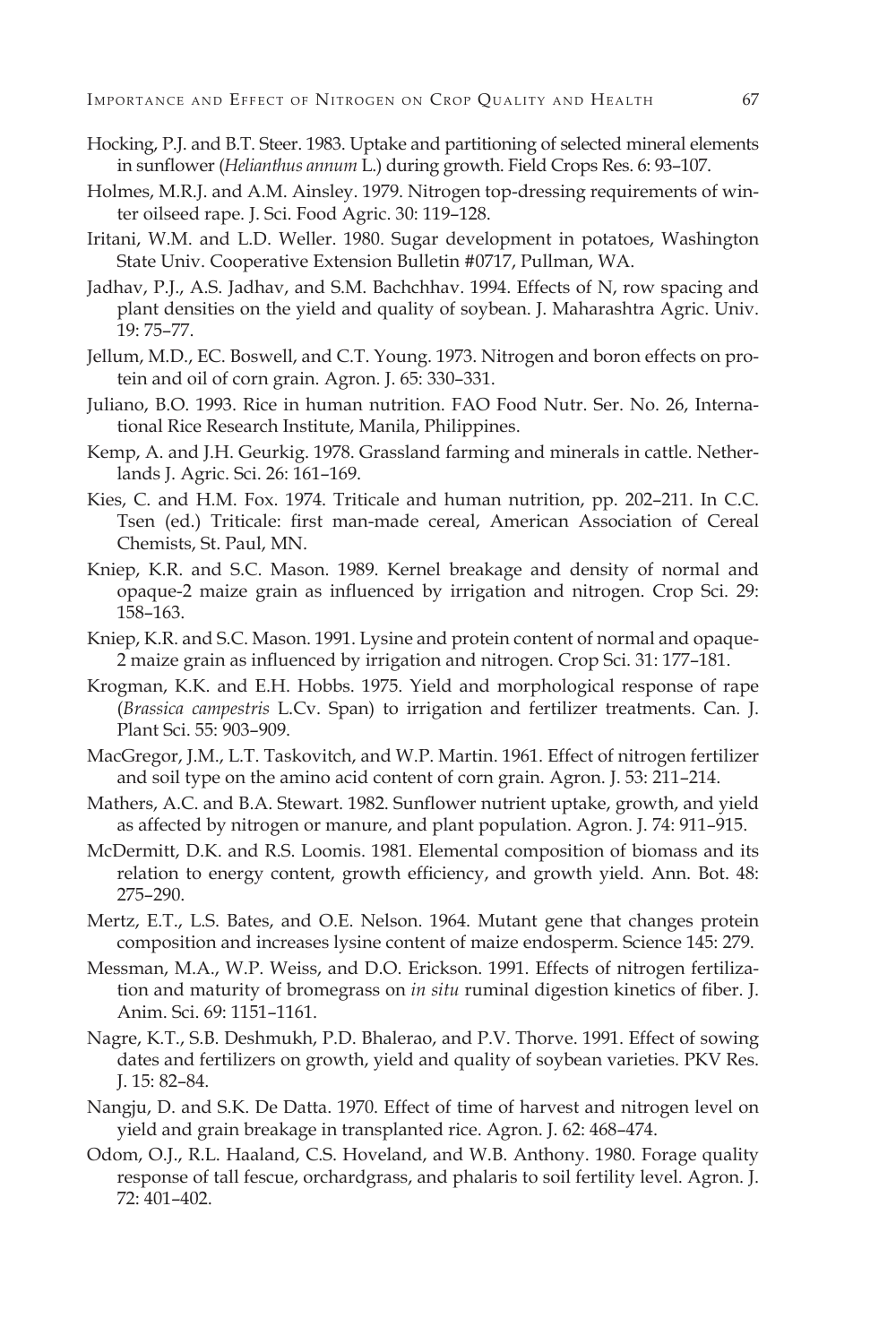Hocking, P.J. and B.T. Steer. 1983. Uptake and partitioning of selected mineral elements in sunflower (*Helianthus annum* L.) during growth. Field Crops Res. 6: 93–107.

Holmes, M.R.J. and A.M. Ainsley. 1979. Nitrogen top-dressing requirements of winter oilseed rape. J. Sci. Food Agric. 30: 119–128.

Iritani, W.M. and L.D. Weller. 1980. Sugar development in potatoes, Washington State Univ. Cooperative Extension Bulletin #0717, Pullman, WA.

Jadhav, P.J., A.S. Jadhav, and S.M. Bachchhav. 1994. Effects of N, row spacing and plant densities on the yield and quality of soybean. J. Maharashtra Agric. Univ. 19: 75–77.

Jellum, M.D., EC. Boswell, and C.T. Young. 1973. Nitrogen and boron effects on protein and oil of corn grain. Agron. J. 65: 330–331.

Juliano, B.O. 1993. Rice in human nutrition. FAO Food Nutr. Ser. No. 26, International Rice Research Institute, Manila, Philippines.

Kemp, A. and J.H. Geurkig. 1978. Grassland farming and minerals in cattle. Netherlands J. Agric. Sci. 26: 161–169.

Kies, C. and H.M. Fox. 1974. Triticale and human nutrition, pp. 202–211. In C.C. Tsen (ed.) Triticale: first man-made cereal, American Association of Cereal Chemists, St. Paul, MN.

Kniep, K.R. and S.C. Mason. 1989. Kernel breakage and density of normal and opaque-2 maize grain as influenced by irrigation and nitrogen. Crop Sci. 29: 158–163.

Kniep, K.R. and S.C. Mason. 1991. Lysine and protein content of normal and opaque-2 maize grain as influenced by irrigation and nitrogen. Crop Sci. 31: 177–181.

Krogman, K.K. and E.H. Hobbs. 1975. Yield and morphological response of rape (*Brassica campestris* L.Cv. Span) to irrigation and fertilizer treatments. Can. J. Plant Sci. 55: 903–909.

MacGregor, J.M., L.T. Taskovitch, and W.P. Martin. 1961. Effect of nitrogen fertilizer and soil type on the amino acid content of corn grain. Agron. J. 53: 211–214.

Mathers, A.C. and B.A. Stewart. 1982. Sunflower nutrient uptake, growth, and yield as affected by nitrogen or manure, and plant population. Agron. J. 74: 911–915.

McDermitt, D.K. and R.S. Loomis. 1981. Elemental composition of biomass and its relation to energy content, growth efficiency, and growth yield. Ann. Bot. 48: 275–290.

Mertz, E.T., L.S. Bates, and O.E. Nelson. 1964. Mutant gene that changes protein composition and increases lysine content of maize endosperm. Science 145: 279.

Messman, M.A., W.P. Weiss, and D.O. Erickson. 1991. Effects of nitrogen fertilization and maturity of bromegrass on *in situ* ruminal digestion kinetics of fiber. J. Anim. Sci. 69: 1151–1161.

Nagre, K.T., S.B. Deshmukh, P.D. Bhalerao, and P.V. Thorve. 1991. Effect of sowing dates and fertilizers on growth, yield and quality of soybean varieties. PKV Res. J. 15: 82–84.

Nangju, D. and S.K. De Datta. 1970. Effect of time of harvest and nitrogen level on yield and grain breakage in transplanted rice. Agron. J. 62: 468–474.

Odom, O.J., R.L. Haaland, C.S. Hoveland, and W.B. Anthony. 1980. Forage quality response of tall fescue, orchardgrass, and phalaris to soil fertility level. Agron. J. 72: 401–402.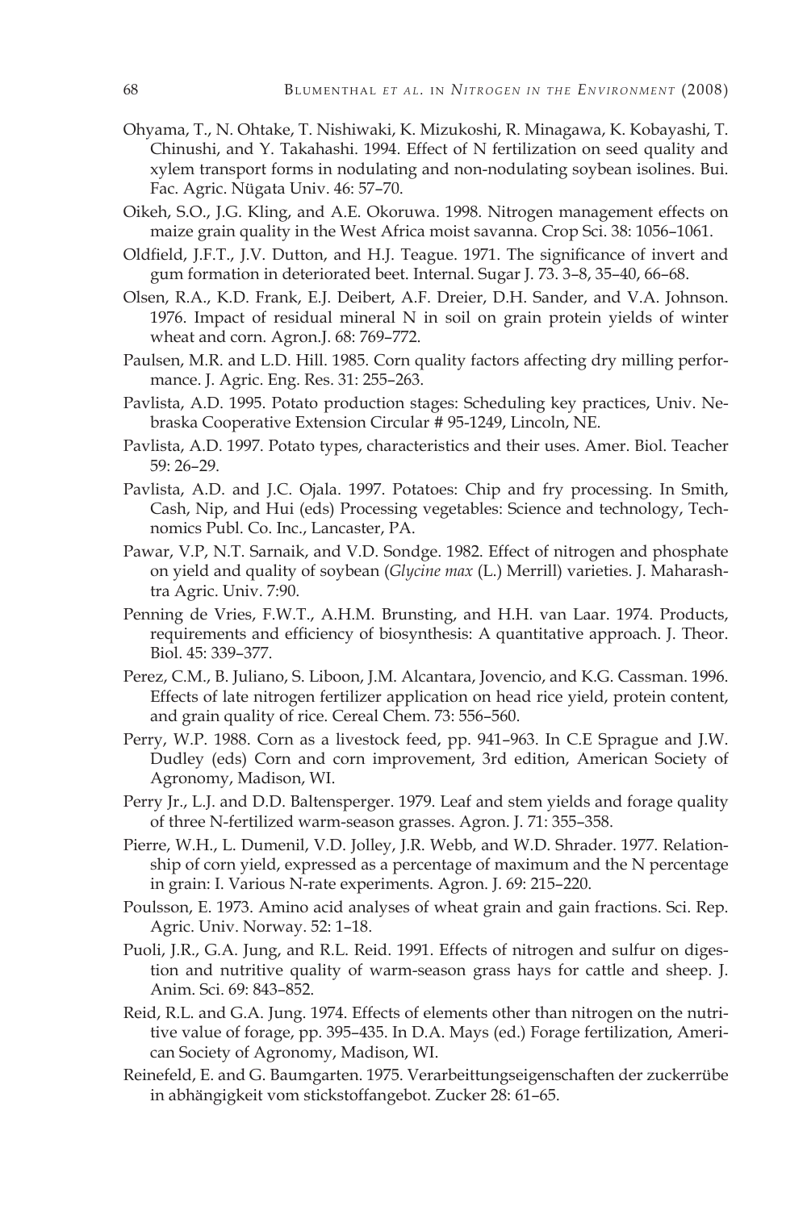Ohyama, T., N. Ohtake, T. Nishiwaki, K. Mizukoshi, R. Minagawa, K. Kobayashi, T. Chinushi, and Y. Takahashi. 1994. Effect of N fertilization on seed quality and xylem transport forms in nodulating and non-nodulating soybean isolines. Bui. Fac. Agric. Nügata Univ. 46: 57–70.

Oikeh, S.O., J.G. Kling, and A.E. Okoruwa. 1998. Nitrogen management effects on maize grain quality in the West Africa moist savanna. Crop Sci. 38: 1056–1061.

Oldfield, J.F.T., J.V. Dutton, and H.J. Teague. 1971. The significance of invert and gum formation in deteriorated beet. Internal. Sugar J. 73. 3–8, 35–40, 66–68.

Olsen, R.A., K.D. Frank, E.J. Deibert, A.F. Dreier, D.H. Sander, and V.A. Johnson. 1976. Impact of residual mineral N in soil on grain protein yields of winter wheat and corn. Agron.J. 68: 769–772.

Paulsen, M.R. and L.D. Hill. 1985. Corn quality factors affecting dry milling performance. J. Agric. Eng. Res. 31: 255–263.

Pavlista, A.D. 1995. Potato production stages: Scheduling key practices, Univ. Nebraska Cooperative Extension Circular # 95-1249, Lincoln, NE.

Pavlista, A.D. 1997. Potato types, characteristics and their uses. Amer. Biol. Teacher 59: 26–29.

Pavlista, A.D. and J.C. Ojala. 1997. Potatoes: Chip and fry processing. In Smith, Cash, Nip, and Hui (eds) Processing vegetables: Science and technology, Technomics Publ. Co. Inc., Lancaster, PA.

Pawar, V.P, N.T. Sarnaik, and V.D. Sondge. 1982. Effect of nitrogen and phosphate on yield and quality of soybean (*Glycine max* (L.) Merrill) varieties. J. Maharashtra Agric. Univ. 7:90.

Penning de Vries, F.W.T., A.H.M. Brunsting, and H.H. van Laar. 1974. Products, requirements and efficiency of biosynthesis: A quantitative approach. J. Theor. Biol. 45: 339–377.

Perez, C.M., B. Juliano, S. Liboon, J.M. Alcantara, Jovencio, and K.G. Cassman. 1996. Effects of late nitrogen fertilizer application on head rice yield, protein content, and grain quality of rice. Cereal Chem. 73: 556–560.

Perry, W.P. 1988. Corn as a livestock feed, pp. 941–963. In C.E Sprague and J.W. Dudley (eds) Corn and corn improvement, 3rd edition, American Society of Agronomy, Madison, WI.

Perry Jr., L.J. and D.D. Baltensperger. 1979. Leaf and stem yields and forage quality of three N-fertilized warm-season grasses. Agron. J. 71: 355–358.

Pierre, W.H., L. Dumenil, V.D. Jolley, J.R. Webb, and W.D. Shrader. 1977. Relationship of corn yield, expressed as a percentage of maximum and the N percentage in grain: I. Various N-rate experiments. Agron. J. 69: 215–220.

Poulsson, E. 1973. Amino acid analyses of wheat grain and gain fractions. Sci. Rep. Agric. Univ. Norway. 52: 1–18.

Puoli, J.R., G.A. Jung, and R.L. Reid. 1991. Effects of nitrogen and sulfur on digestion and nutritive quality of warm-season grass hays for cattle and sheep. J. Anim. Sci. 69: 843–852.

Reid, R.L. and G.A. Jung. 1974. Effects of elements other than nitrogen on the nutritive value of forage, pp. 395–435. In D.A. Mays (ed.) Forage fertilization, American Society of Agronomy, Madison, WI.

Reinefeld, E. and G. Baumgarten. 1975. Verarbeittungseigenschaften der zuckerrübe in abhängigkeit vom stickstoffangebot. Zucker 28: 61–65.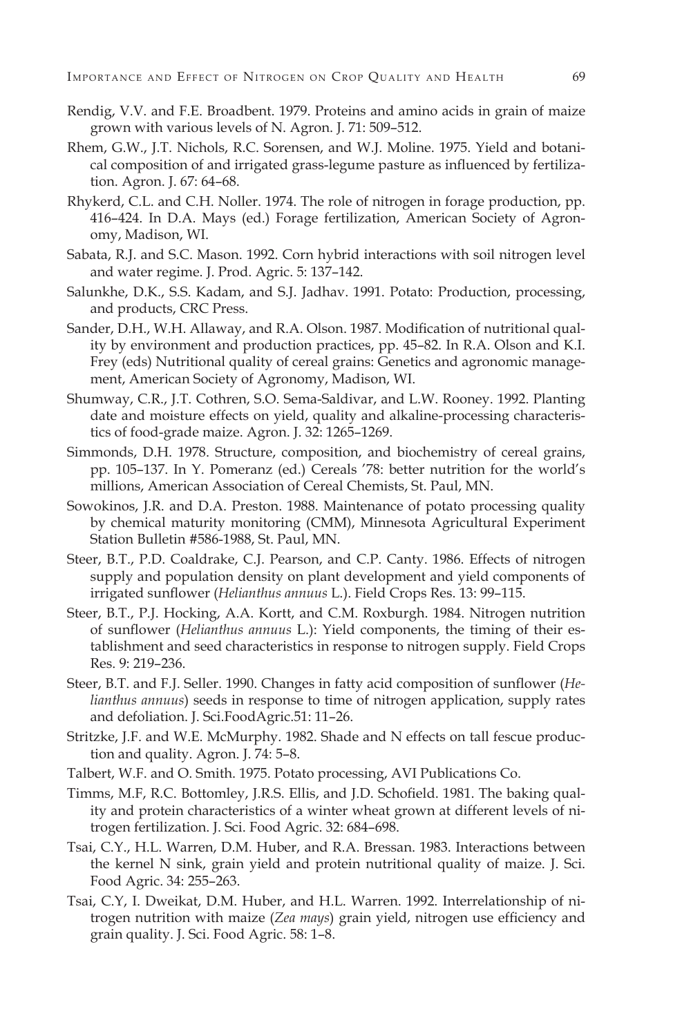Rendig, V.V. and F.E. Broadbent. 1979. Proteins and amino acids in grain of maize grown with various levels of N. Agron. J. 71: 509–512.

Rhem, G.W., J.T. Nichols, R.C. Sorensen, and W.J. Moline. 1975. Yield and botanical composition of and irrigated grass-legume pasture as influenced by fertilization. Agron. J. 67: 64–68.

Rhykerd, C.L. and C.H. Noller. 1974. The role of nitrogen in forage production, pp. 416–424. In D.A. Mays (ed.) Forage fertilization, American Society of Agronomy, Madison, WI.

Sabata, R.J. and S.C. Mason. 1992. Corn hybrid interactions with soil nitrogen level and water regime. J. Prod. Agric. 5: 137–142.

Salunkhe, D.K., S.S. Kadam, and S.J. Jadhav. 1991. Potato: Production, processing, and products, CRC Press.

Sander, D.H., W.H. Allaway, and R.A. Olson. 1987. Modification of nutritional quality by environment and production practices, pp. 45–82. In R.A. Olson and K.I. Frey (eds) Nutritional quality of cereal grains: Genetics and agronomic management, American Society of Agronomy, Madison, WI.

Shumway, C.R., J.T. Cothren, S.O. Sema-Saldivar, and L.W. Rooney. 1992. Planting date and moisture effects on yield, quality and alkaline-processing characteristics of food-grade maize. Agron. J. 32: 1265–1269.

Simmonds, D.H. 1978. Structure, composition, and biochemistry of cereal grains, pp. 105–137. In Y. Pomeranz (ed.) Cereals '78: better nutrition for the world's millions, American Association of Cereal Chemists, St. Paul, MN.

Sowokinos, J.R. and D.A. Preston. 1988. Maintenance of potato processing quality by chemical maturity monitoring (CMM), Minnesota Agricultural Experiment Station Bulletin #586-1988, St. Paul, MN.

Steer, B.T., P.D. Coaldrake, C.J. Pearson, and C.P. Canty. 1986. Effects of nitrogen supply and population density on plant development and yield components of irrigated sunflower (*Helianthus annuus* L.). Field Crops Res. 13: 99–115.

Steer, B.T., P.J. Hocking, A.A. Kortt, and C.M. Roxburgh. 1984. Nitrogen nutrition of sunflower (*Helianthus annuus* L.): Yield components, the timing of their establishment and seed characteristics in response to nitrogen supply. Field Crops Res. 9: 219–236.

Steer, B.T. and F.J. Seller. 1990. Changes in fatty acid composition of sunflower (*Helianthus annuus*) seeds in response to time of nitrogen application, supply rates and defoliation. J. Sci.FoodAgric.51: 11–26.

Stritzke, J.F. and W.E. McMurphy. 1982. Shade and N effects on tall fescue production and quality. Agron. J. 74: 5–8.

Talbert, W.F. and O. Smith. 1975. Potato processing, AVI Publications Co.

Timms, M.F, R.C. Bottomley, J.R.S. Ellis, and J.D. Schofield. 1981. The baking quality and protein characteristics of a winter wheat grown at different levels of nitrogen fertilization. J. Sci. Food Agric. 32: 684–698.

Tsai, C.Y., H.L. Warren, D.M. Huber, and R.A. Bressan. 1983. Interactions between the kernel N sink, grain yield and protein nutritional quality of maize. J. Sci. Food Agric. 34: 255–263.

Tsai, C.Y, I. Dweikat, D.M. Huber, and H.L. Warren. 1992. Interrelationship of nitrogen nutrition with maize (*Zea mays*) grain yield, nitrogen use efficiency and grain quality. J. Sci. Food Agric. 58: 1–8.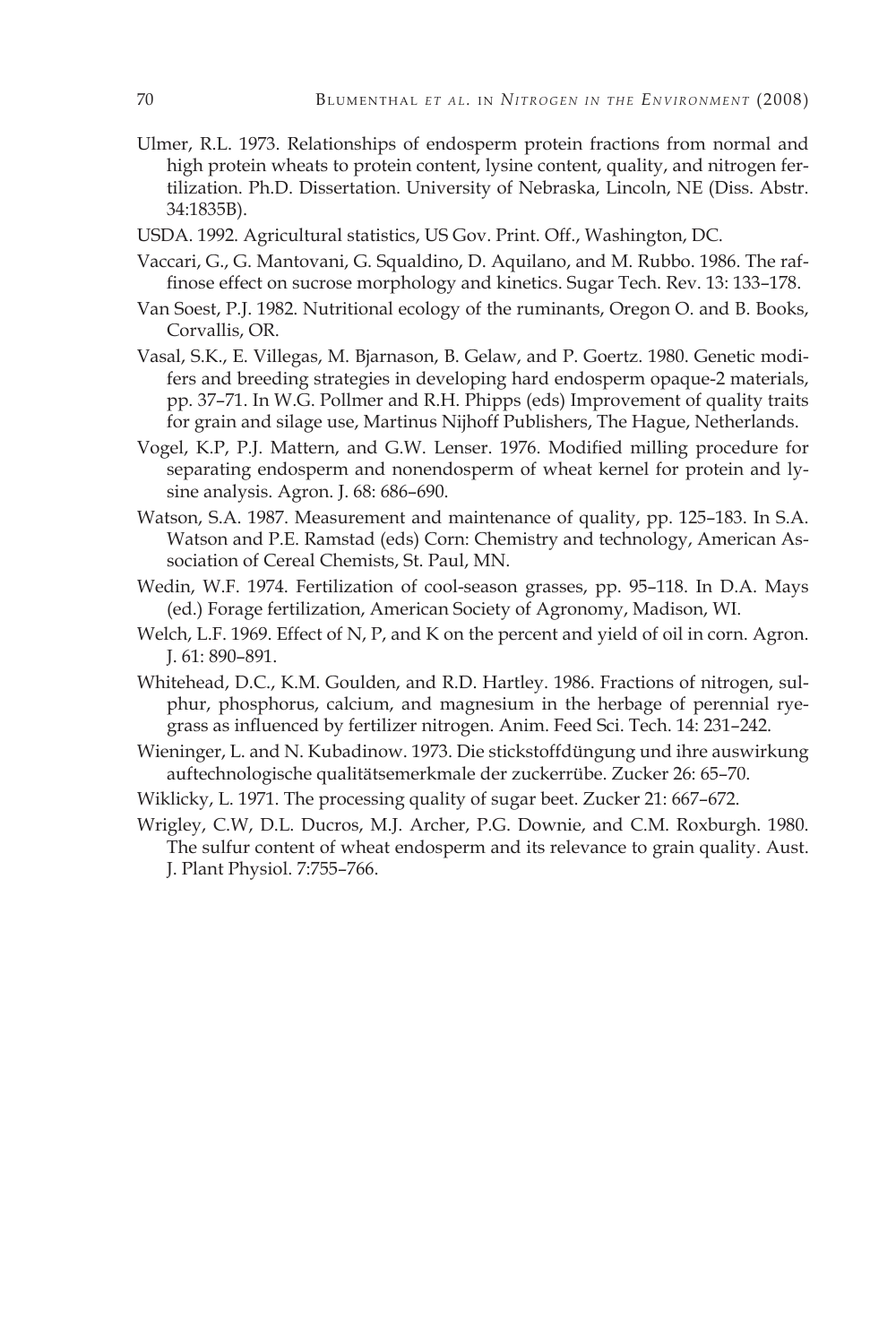Ulmer, R.L. 1973. Relationships of endosperm protein fractions from normal and high protein wheats to protein content, lysine content, quality, and nitrogen fertilization. Ph.D. Dissertation. University of Nebraska, Lincoln, NE (Diss. Abstr. 34:1835B).

USDA. 1992. Agricultural statistics, US Gov. Print. Off., Washington, DC.

Vaccari, G., G. Mantovani, G. Squaldino, D. Aquilano, and M. Rubbo. 1986. The raffinose effect on sucrose morphology and kinetics. Sugar Tech. Rev. 13: 133–178.

Van Soest, P.J. 1982. Nutritional ecology of the ruminants, Oregon O. and B. Books, Corvallis, OR.

Vasal, S.K., E. Villegas, M. Bjarnason, B. Gelaw, and P. Goertz. 1980. Genetic modifers and breeding strategies in developing hard endosperm opaque-2 materials, pp. 37–71. In W.G. Pollmer and R.H. Phipps (eds) Improvement of quality traits for grain and silage use, Martinus Nijhoff Publishers, The Hague, Netherlands.

Vogel, K.P, P.J. Mattern, and G.W. Lenser. 1976. Modified milling procedure for separating endosperm and nonendosperm of wheat kernel for protein and lysine analysis. Agron. J. 68: 686–690.

Watson, S.A. 1987. Measurement and maintenance of quality, pp. 125–183. In S.A. Watson and P.E. Ramstad (eds) Corn: Chemistry and technology, American Association of Cereal Chemists, St. Paul, MN.

Wedin, W.F. 1974. Fertilization of cool-season grasses, pp. 95–118. In D.A. Mays (ed.) Forage fertilization, American Society of Agronomy, Madison, WI.

Welch, L.F. 1969. Effect of N, P, and K on the percent and yield of oil in corn. Agron. J. 61: 890–891.

Whitehead, D.C., K.M. Goulden, and R.D. Hartley. 1986. Fractions of nitrogen, sulphur, phosphorus, calcium, and magnesium in the herbage of perennial ryegrass as influenced by fertilizer nitrogen. Anim. Feed Sci. Tech. 14: 231–242.

Wieninger, L. and N. Kubadinow. 1973. Die stickstoffdüngung und ihre auswirkung auftechnologische qualitätsemerkmale der zuckerrübe. Zucker 26: 65–70.

Wiklicky, L. 1971. The processing quality of sugar beet. Zucker 21: 667–672.

Wrigley, C.W, D.L. Ducros, M.J. Archer, P.G. Downie, and C.M. Roxburgh. 1980. The sulfur content of wheat endosperm and its relevance to grain quality. Aust. J. Plant Physiol. 7:755–766.